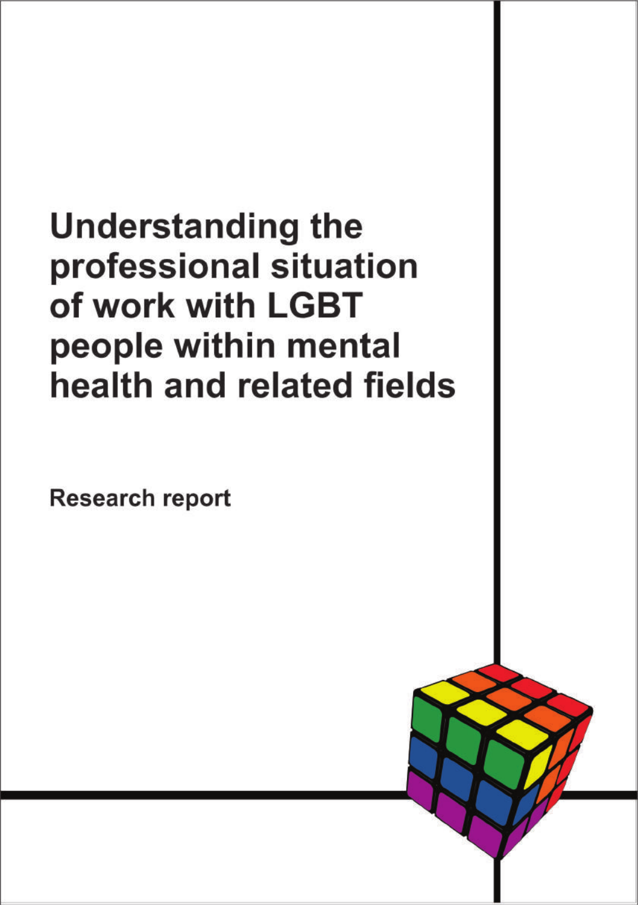# Understanding the professional situation of work with LGBT people within mental health and related fields

**Research report**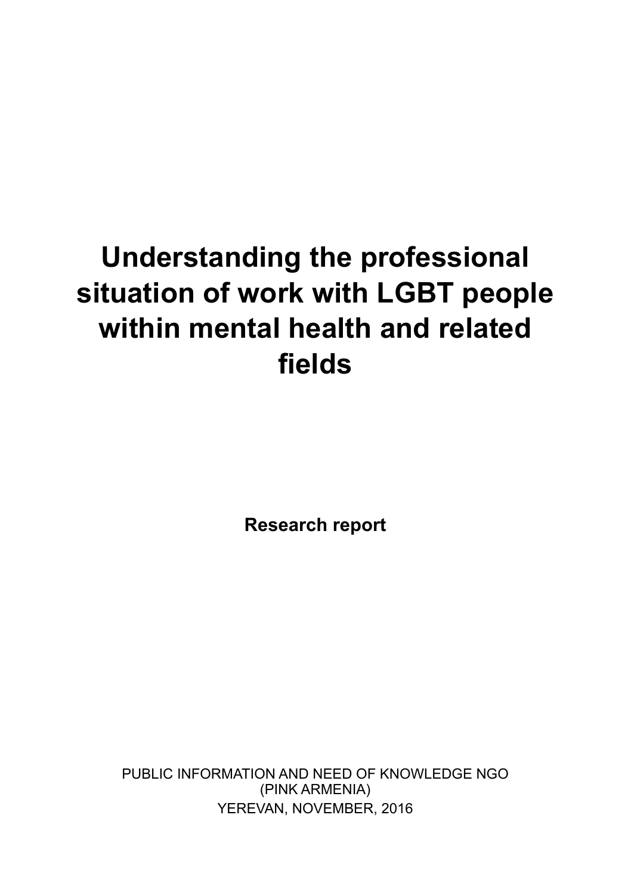# Understanding the professional situation of work with LGBT people within mental health and related fields

**Research report**

PUBLIC INFORMATION AND NEED OF KNOWLEDGE NGO
(PINK ARMENIA)
YEREVAN, NOVEMBER, 2016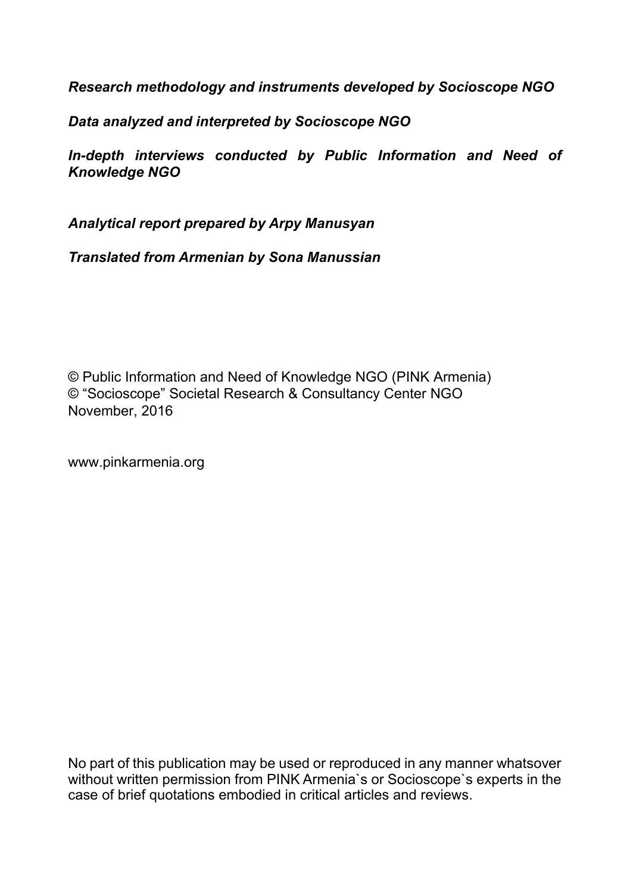***Research methodology and instruments developed by Socioscope NGO***

***Data analyzed and interpreted by Socioscope NGO***

***In-depth interviews conducted by Public Information and Need of Knowledge NGO***

***Analytical report prepared by Arpy Manusyan***

***Translated from Armenian by Sona Manussian***

© Public Information and Need of Knowledge NGO (PINK Armenia)
© "Socioscope" Societal Research & Consultancy Center NGO
November, 2016

www.pinkarmenia.org

No part of this publication may be used or reproduced in any manner whatsover without written permission from PINK Armenia`s or Socioscope`s experts in the case of brief quotations embodied in critical articles and reviews.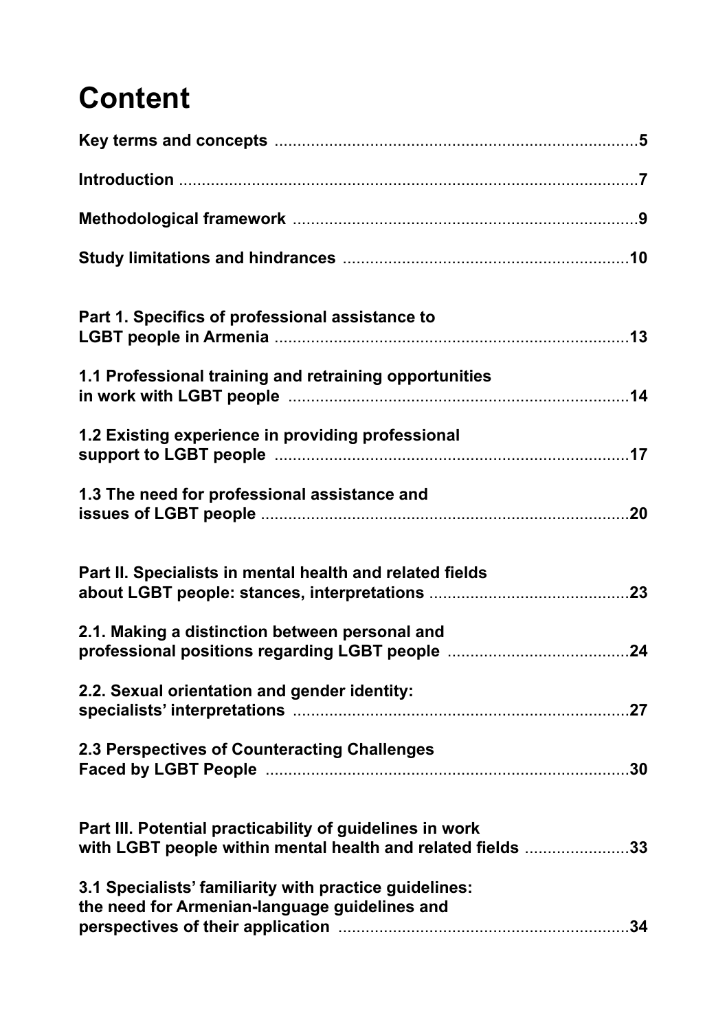# Content

**Key terms and concepts** .......... 5

**Introduction** .......... 7

**Methodological framework** .......... 9

**Study limitations and hindrances** .......... 10

**Part 1. Specifics of professional assistance to LGBT people in Armenia** .......... 13

**1.1 Professional training and retraining opportunities in work with LGBT people** .......... 14

**1.2 Existing experience in providing professional support to LGBT people** .......... 17

**1.3 The need for professional assistance and issues of LGBT people** .......... 20

**Part II. Specialists in mental health and related fields about LGBT people: stances, interpretations** .......... 23

**2.1. Making a distinction between personal and professional positions regarding LGBT people** .......... 24

**2.2. Sexual orientation and gender identity: specialists' interpretations** .......... 27

**2.3 Perspectives of Counteracting Challenges Faced by LGBT People** .......... 30

**Part III. Potential practicability of guidelines in work with LGBT people within mental health and related fields** .......... 33

**3.1 Specialists' familiarity with practice guidelines: the need for Armenian-language guidelines and perspectives of their application** .......... 34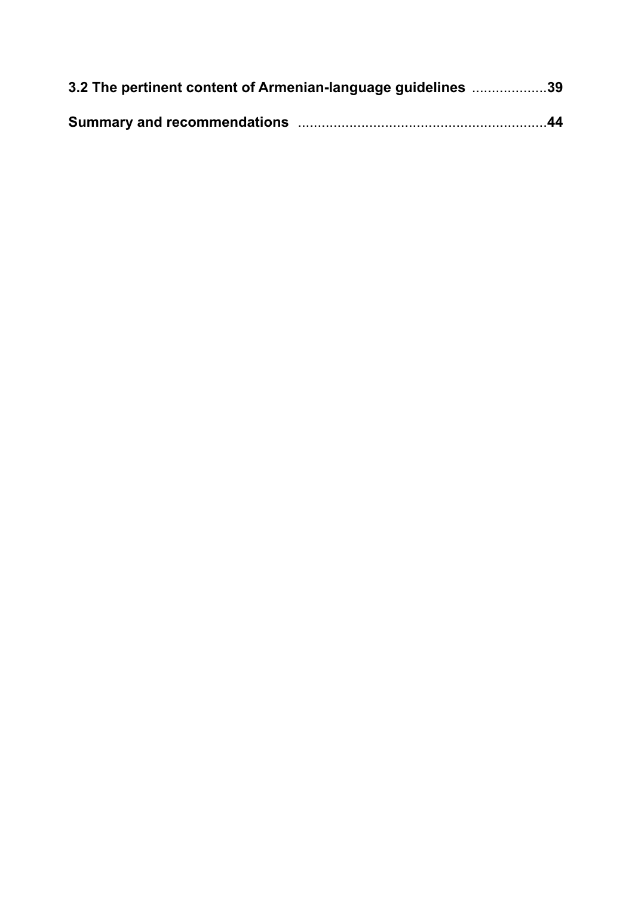**3.2 The pertinent content of Armenian-language guidelines** ...................39

**Summary and recommendations** ...............................................................44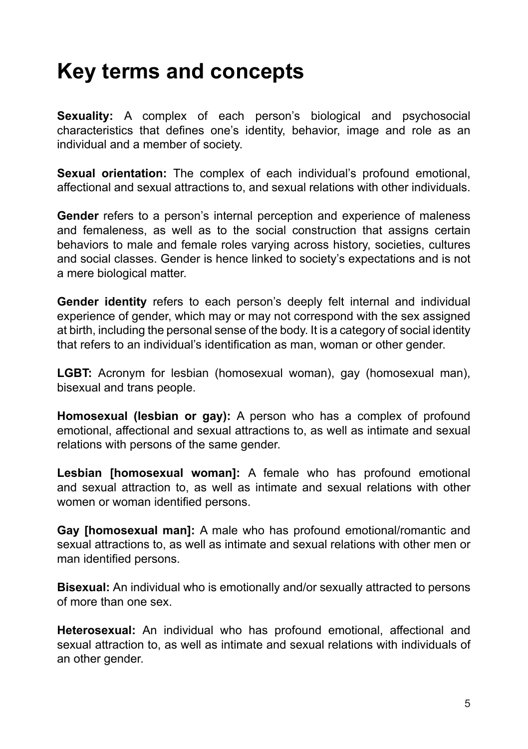# Key terms and concepts

**Sexuality:** A complex of each person's biological and psychosocial characteristics that defines one's identity, behavior, image and role as an individual and a member of society.

**Sexual orientation:** The complex of each individual's profound emotional, affectional and sexual attractions to, and sexual relations with other individuals.

**Gender** refers to a person's internal perception and experience of maleness and femaleness, as well as to the social construction that assigns certain behaviors to male and female roles varying across history, societies, cultures and social classes. Gender is hence linked to society's expectations and is not a mere biological matter.

**Gender identity** refers to each person's deeply felt internal and individual experience of gender, which may or may not correspond with the sex assigned at birth, including the personal sense of the body. It is a category of social identity that refers to an individual's identification as man, woman or other gender.

**LGBT:** Acronym for lesbian (homosexual woman), gay (homosexual man), bisexual and trans people.

**Homosexual (lesbian or gay):** A person who has a complex of profound emotional, affectional and sexual attractions to, as well as intimate and sexual relations with persons of the same gender.

**Lesbian [homosexual woman]:** A female who has profound emotional and sexual attraction to, as well as intimate and sexual relations with other women or woman identified persons.

**Gay [homosexual man]:** A male who has profound emotional/romantic and sexual attractions to, as well as intimate and sexual relations with other men or man identified persons.

**Bisexual:** An individual who is emotionally and/or sexually attracted to persons of more than one sex.

**Heterosexual:** An individual who has profound emotional, affectional and sexual attraction to, as well as intimate and sexual relations with individuals of an other gender.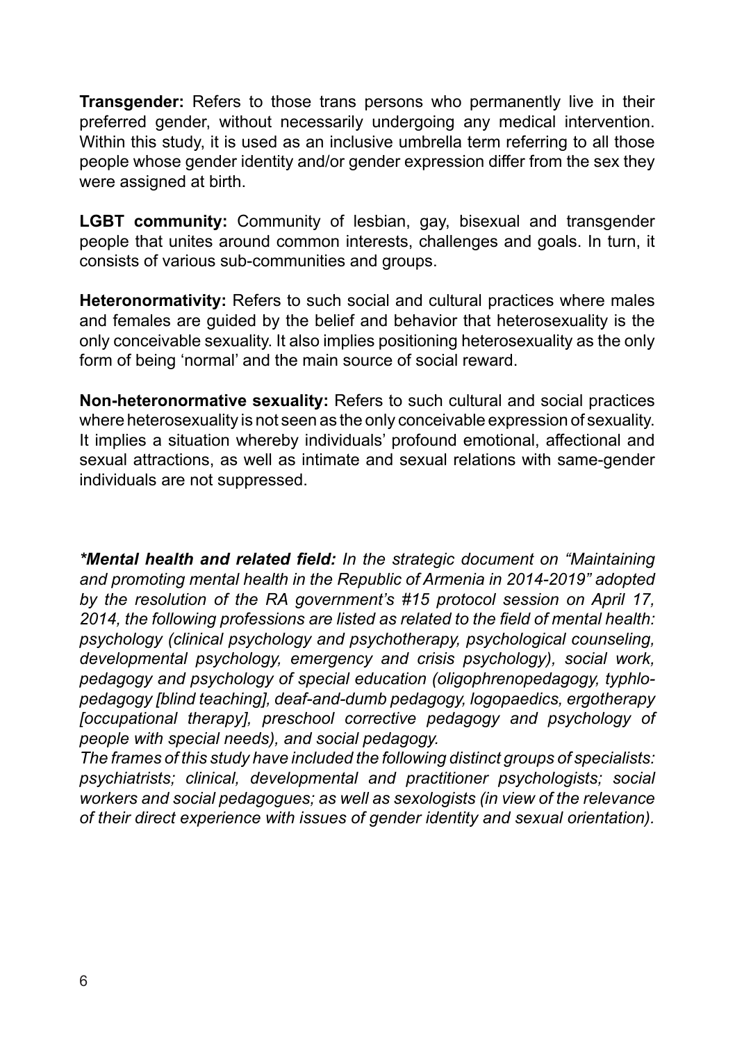**Transgender:** Refers to those trans persons who permanently live in their preferred gender, without necessarily undergoing any medical intervention. Within this study, it is used as an inclusive umbrella term referring to all those people whose gender identity and/or gender expression differ from the sex they were assigned at birth.

**LGBT community:** Community of lesbian, gay, bisexual and transgender people that unites around common interests, challenges and goals. In turn, it consists of various sub-communities and groups.

**Heteronormativity:** Refers to such social and cultural practices where males and females are guided by the belief and behavior that heterosexuality is the only conceivable sexuality. It also implies positioning heterosexuality as the only form of being 'normal' and the main source of social reward.

**Non-heteronormative sexuality:** Refers to such cultural and social practices where heterosexuality is not seen as the only conceivable expression of sexuality. It implies a situation whereby individuals' profound emotional, affectional and sexual attractions, as well as intimate and sexual relations with same-gender individuals are not suppressed.

***\*Mental health and related field:*** *In the strategic document on "Maintaining and promoting mental health in the Republic of Armenia in 2014-2019" adopted by the resolution of the RA government's #15 protocol session on April 17, 2014, the following professions are listed as related to the field of mental health: psychology (clinical psychology and psychotherapy, psychological counseling, developmental psychology, emergency and crisis psychology), social work, pedagogy and psychology of special education (oligophrenopedagogy, typhlo-pedagogy [blind teaching], deaf-and-dumb pedagogy, logopaedics, ergotherapy [occupational therapy], preschool corrective pedagogy and psychology of people with special needs), and social pedagogy.*

*The frames of this study have included the following distinct groups of specialists: psychiatrists; clinical, developmental and practitioner psychologists; social workers and social pedagogues; as well as sexologists (in view of the relevance of their direct experience with issues of gender identity and sexual orientation).*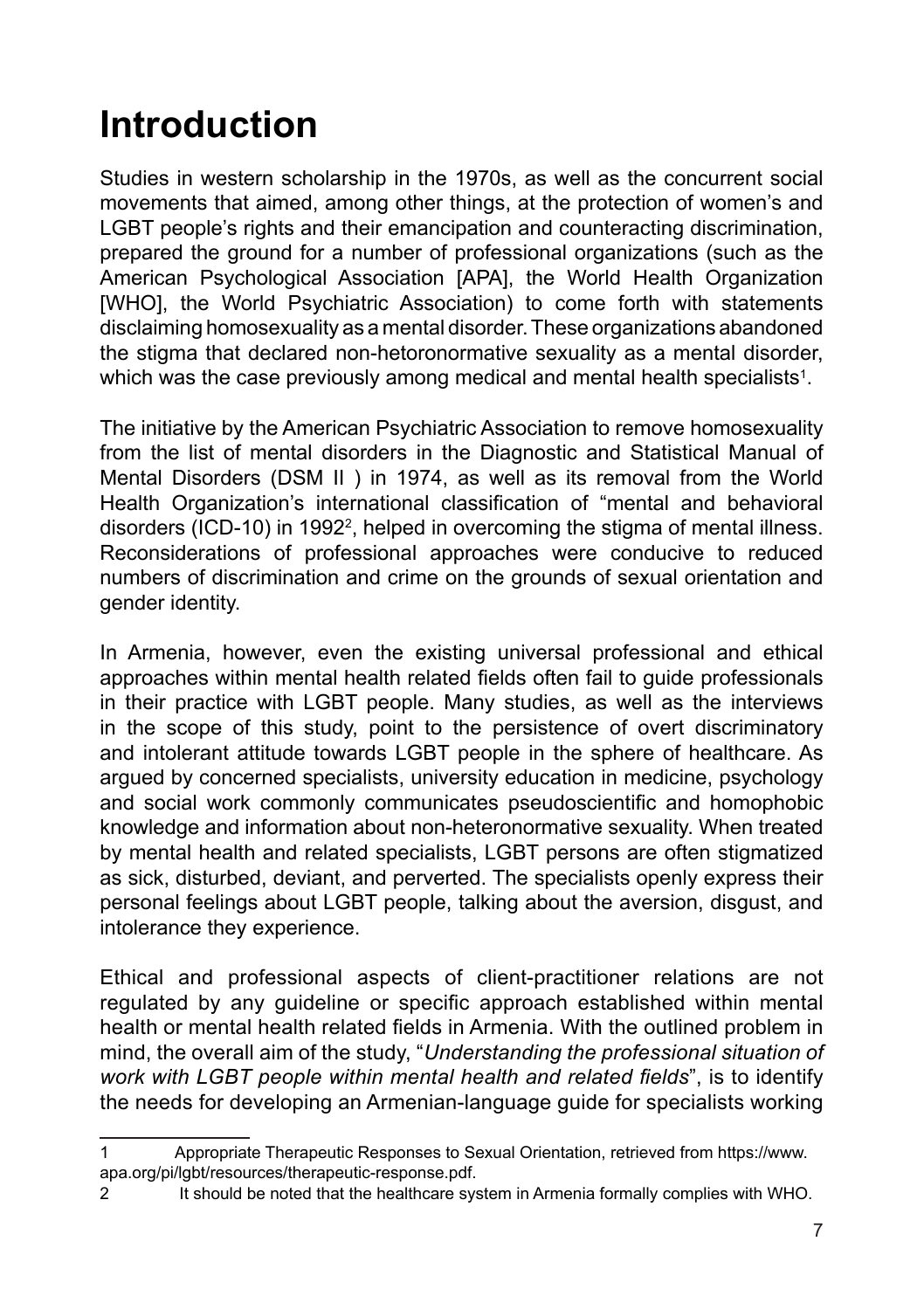# Introduction

Studies in western scholarship in the 1970s, as well as the concurrent social movements that aimed, among other things, at the protection of women's and LGBT people's rights and their emancipation and counteracting discrimination, prepared the ground for a number of professional organizations (such as the American Psychological Association [APA], the World Health Organization [WHO], the World Psychiatric Association) to come forth with statements disclaiming homosexuality as a mental disorder. These organizations abandoned the stigma that declared non-hetoronormative sexuality as a mental disorder, which was the case previously among medical and mental health specialists[1].

The initiative by the American Psychiatric Association to remove homosexuality from the list of mental disorders in the Diagnostic and Statistical Manual of Mental Disorders (DSM II ) in 1974, as well as its removal from the World Health Organization's international classification of "mental and behavioral disorders (ICD-10) in 1992[2], helped in overcoming the stigma of mental illness. Reconsiderations of professional approaches were conducive to reduced numbers of discrimination and crime on the grounds of sexual orientation and gender identity.

In Armenia, however, even the existing universal professional and ethical approaches within mental health related fields often fail to guide professionals in their practice with LGBT people. Many studies, as well as the interviews in the scope of this study, point to the persistence of overt discriminatory and intolerant attitude towards LGBT people in the sphere of healthcare. As argued by concerned specialists, university education in medicine, psychology and social work commonly communicates pseudoscientific and homophobic knowledge and information about non-heteronormative sexuality. When treated by mental health and related specialists, LGBT persons are often stigmatized as sick, disturbed, deviant, and perverted. The specialists openly express their personal feelings about LGBT people, talking about the aversion, disgust, and intolerance they experience.

Ethical and professional aspects of client-practitioner relations are not regulated by any guideline or specific approach established within mental health or mental health related fields in Armenia. With the outlined problem in mind, the overall aim of the study, "*Understanding the professional situation of work with LGBT people within mental health and related fields*", is to identify the needs for developing an Armenian-language guide for specialists working

---

1 Appropriate Therapeutic Responses to Sexual Orientation, retrieved from https://www.apa.org/pi/lgbt/resources/therapeutic-response.pdf.

2 It should be noted that the healthcare system in Armenia formally complies with WHO.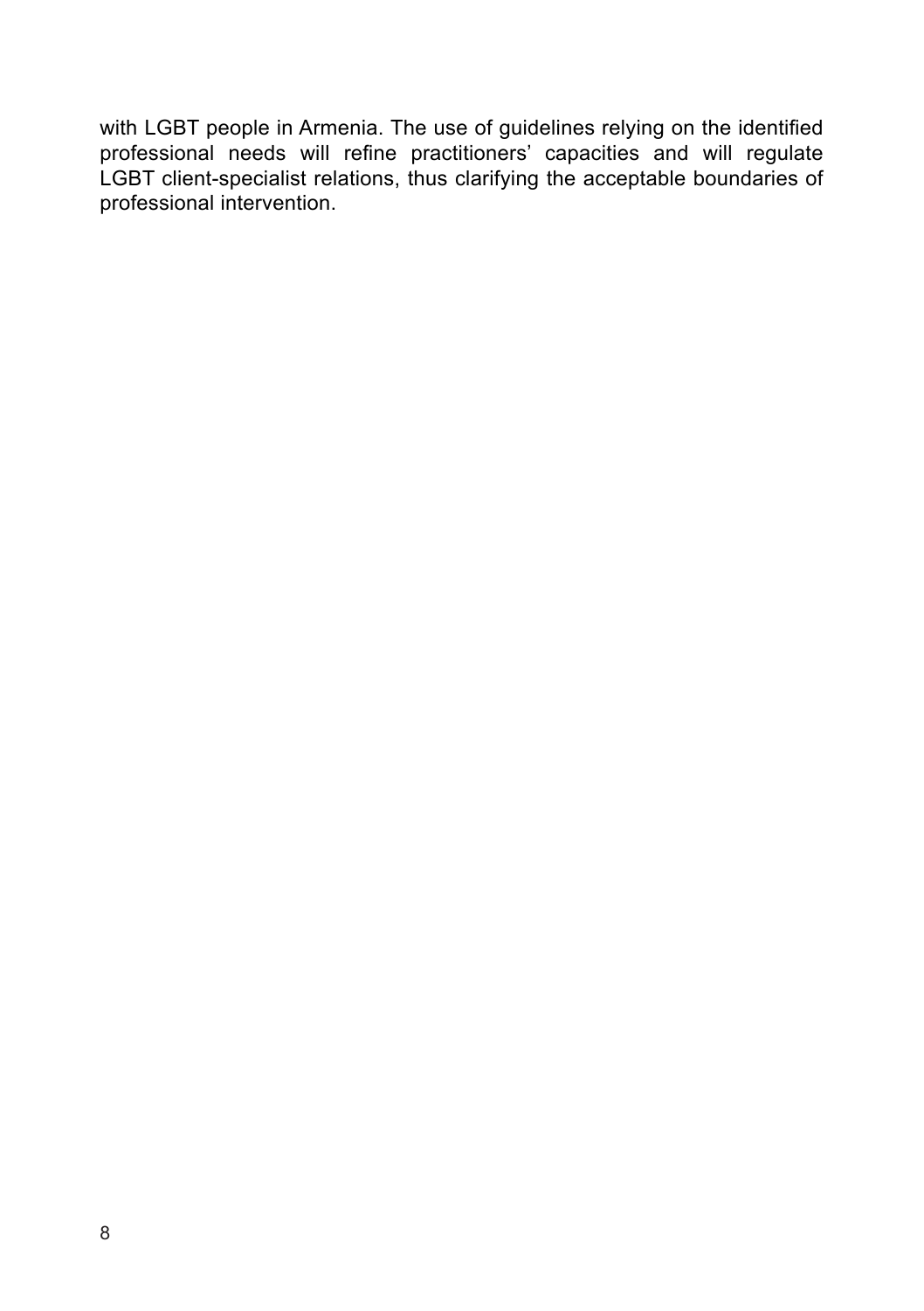with LGBT people in Armenia. The use of guidelines relying on the identified professional needs will refine practitioners' capacities and will regulate LGBT client-specialist relations, thus clarifying the acceptable boundaries of professional intervention.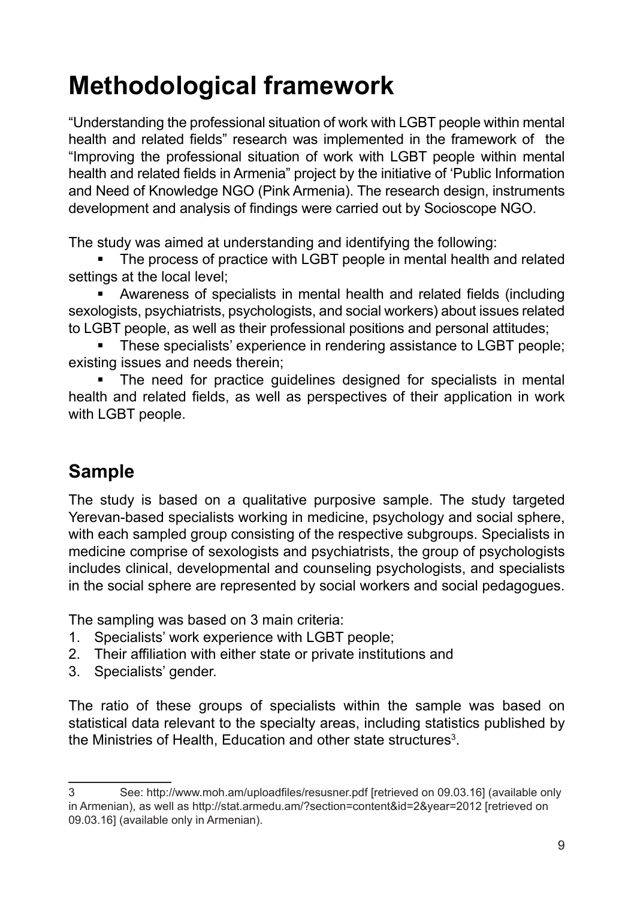# Methodological framework

"Understanding the professional situation of work with LGBT people within mental health and related fields" research was implemented in the framework of the "Improving the professional situation of work with LGBT people within mental health and related fields in Armenia" project by the initiative of 'Public Information and Need of Knowledge NGO (Pink Armenia). The research design, instruments development and analysis of findings were carried out by Socioscope NGO.

The study was aimed at understanding and identifying the following:

- The process of practice with LGBT people in mental health and related settings at the local level;
- Awareness of specialists in mental health and related fields (including sexologists, psychiatrists, psychologists, and social workers) about issues related to LGBT people, as well as their professional positions and personal attitudes;
- These specialists' experience in rendering assistance to LGBT people; existing issues and needs therein;
- The need for practice guidelines designed for specialists in mental health and related fields, as well as perspectives of their application in work with LGBT people.

## Sample

The study is based on a qualitative purposive sample. The study targeted Yerevan-based specialists working in medicine, psychology and social sphere, with each sampled group consisting of the respective subgroups. Specialists in medicine comprise of sexologists and psychiatrists, the group of psychologists includes clinical, developmental and counseling psychologists, and specialists in the social sphere are represented by social workers and social pedagogues.

The sampling was based on 3 main criteria:

1. Specialists' work experience with LGBT people;
2. Their affiliation with either state or private institutions and
3. Specialists' gender.

The ratio of these groups of specialists within the sample was based on statistical data relevant to the specialty areas, including statistics published by the Ministries of Health, Education and other state structures[3].

---

3 See: http://www.moh.am/uploadfiles/resusner.pdf [retrieved on 09.03.16] (available only in Armenian), as well as http://stat.armedu.am/?section=content&id=2&year=2012 [retrieved on 09.03.16] (available only in Armenian).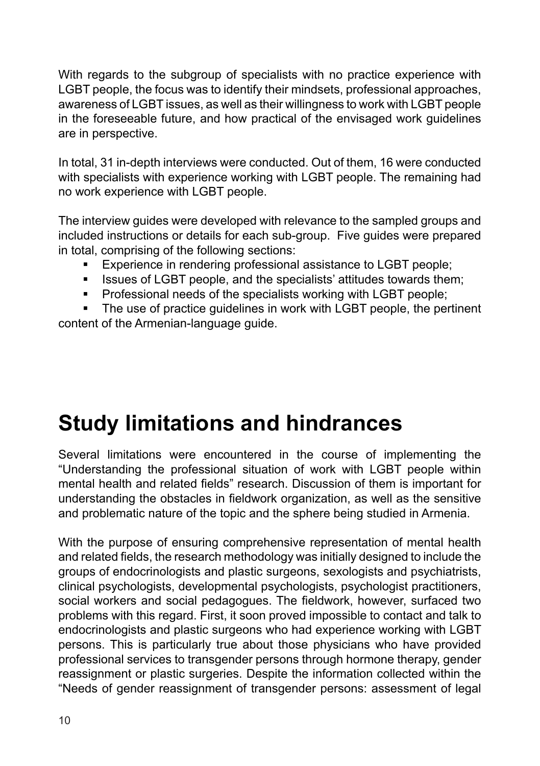With regards to the subgroup of specialists with no practice experience with LGBT people, the focus was to identify their mindsets, professional approaches, awareness of LGBT issues, as well as their willingness to work with LGBT people in the foreseeable future, and how practical of the envisaged work guidelines are in perspective.

In total, 31 in-depth interviews were conducted. Out of them, 16 were conducted with specialists with experience working with LGBT people. The remaining had no work experience with LGBT people.

The interview guides were developed with relevance to the sampled groups and included instructions or details for each sub-group. Five guides were prepared in total, comprising of the following sections:

- Experience in rendering professional assistance to LGBT people;
- Issues of LGBT people, and the specialists' attitudes towards them;
- Professional needs of the specialists working with LGBT people;
- The use of practice guidelines in work with LGBT people, the pertinent content of the Armenian-language guide.

# Study limitations and hindrances

Several limitations were encountered in the course of implementing the "Understanding the professional situation of work with LGBT people within mental health and related fields" research. Discussion of them is important for understanding the obstacles in fieldwork organization, as well as the sensitive and problematic nature of the topic and the sphere being studied in Armenia.

With the purpose of ensuring comprehensive representation of mental health and related fields, the research methodology was initially designed to include the groups of endocrinologists and plastic surgeons, sexologists and psychiatrists, clinical psychologists, developmental psychologists, psychologist practitioners, social workers and social pedagogues. The fieldwork, however, surfaced two problems with this regard. First, it soon proved impossible to contact and talk to endocrinologists and plastic surgeons who had experience working with LGBT persons. This is particularly true about those physicians who have provided professional services to transgender persons through hormone therapy, gender reassignment or plastic surgeries. Despite the information collected within the "Needs of gender reassignment of transgender persons: assessment of legal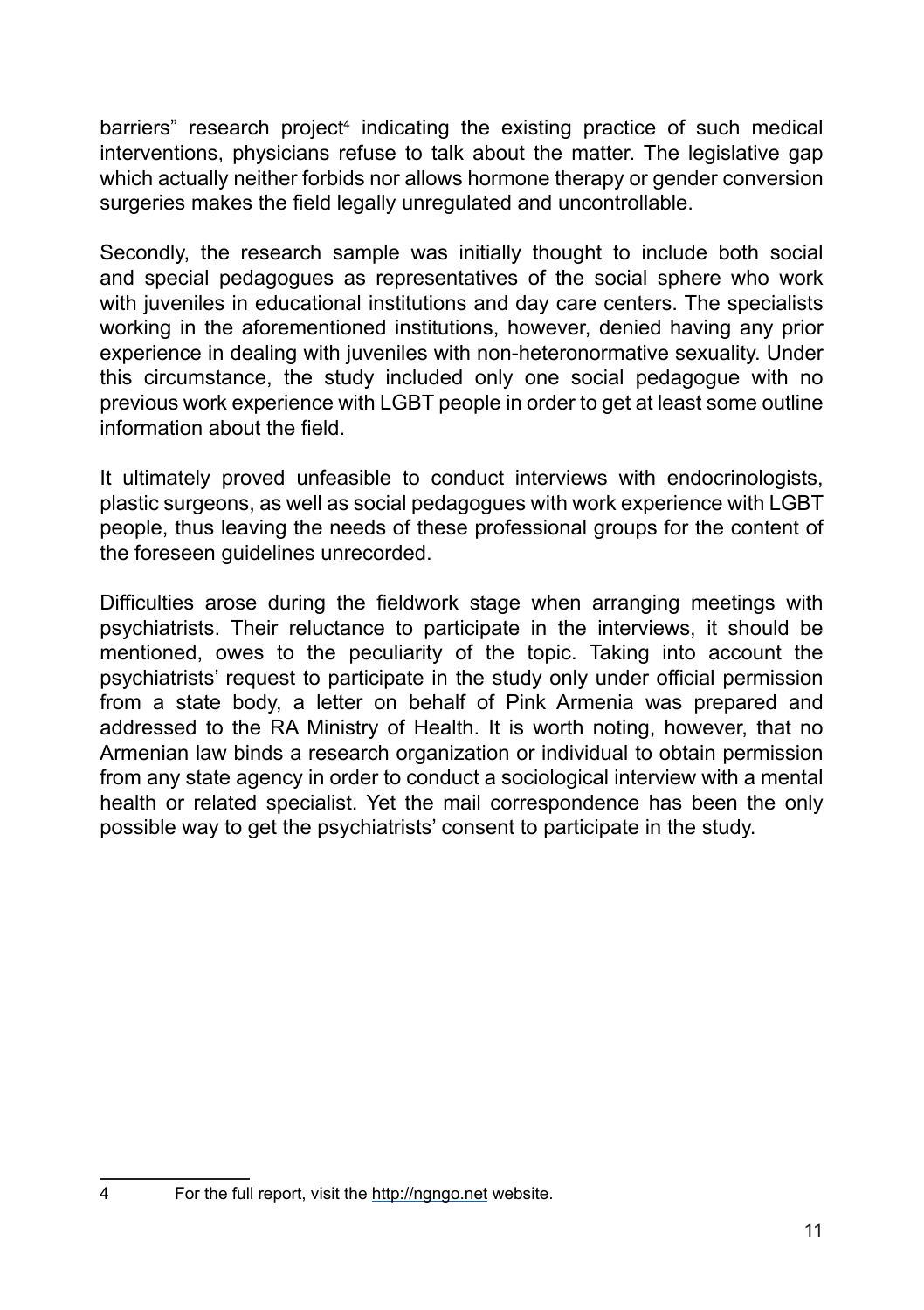barriers" research project[4] indicating the existing practice of such medical interventions, physicians refuse to talk about the matter. The legislative gap which actually neither forbids nor allows hormone therapy or gender conversion surgeries makes the field legally unregulated and uncontrollable.

Secondly, the research sample was initially thought to include both social and special pedagogues as representatives of the social sphere who work with juveniles in educational institutions and day care centers. The specialists working in the aforementioned institutions, however, denied having any prior experience in dealing with juveniles with non-heteronormative sexuality. Under this circumstance, the study included only one social pedagogue with no previous work experience with LGBT people in order to get at least some outline information about the field.

It ultimately proved unfeasible to conduct interviews with endocrinologists, plastic surgeons, as well as social pedagogues with work experience with LGBT people, thus leaving the needs of these professional groups for the content of the foreseen guidelines unrecorded.

Difficulties arose during the fieldwork stage when arranging meetings with psychiatrists. Their reluctance to participate in the interviews, it should be mentioned, owes to the peculiarity of the topic. Taking into account the psychiatrists' request to participate in the study only under official permission from a state body, a letter on behalf of Pink Armenia was prepared and addressed to the RA Ministry of Health. It is worth noting, however, that no Armenian law binds a research organization or individual to obtain permission from any state agency in order to conduct a sociological interview with a mental health or related specialist. Yet the mail correspondence has been the only possible way to get the psychiatrists' consent to participate in the study.

---

[4] For the full report, visit the http://ngngo.net website.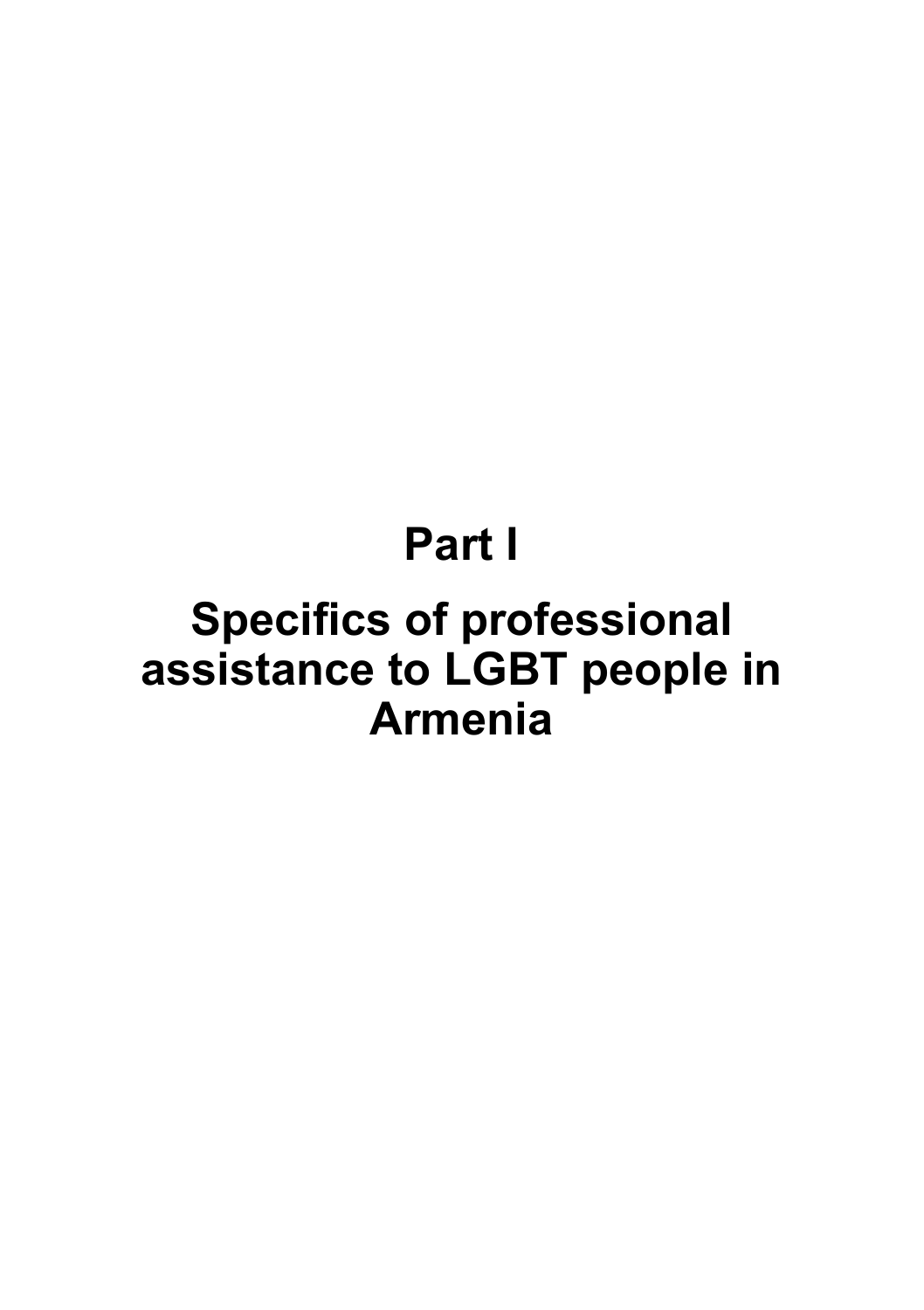# Part I

# Specifics of professional assistance to LGBT people in Armenia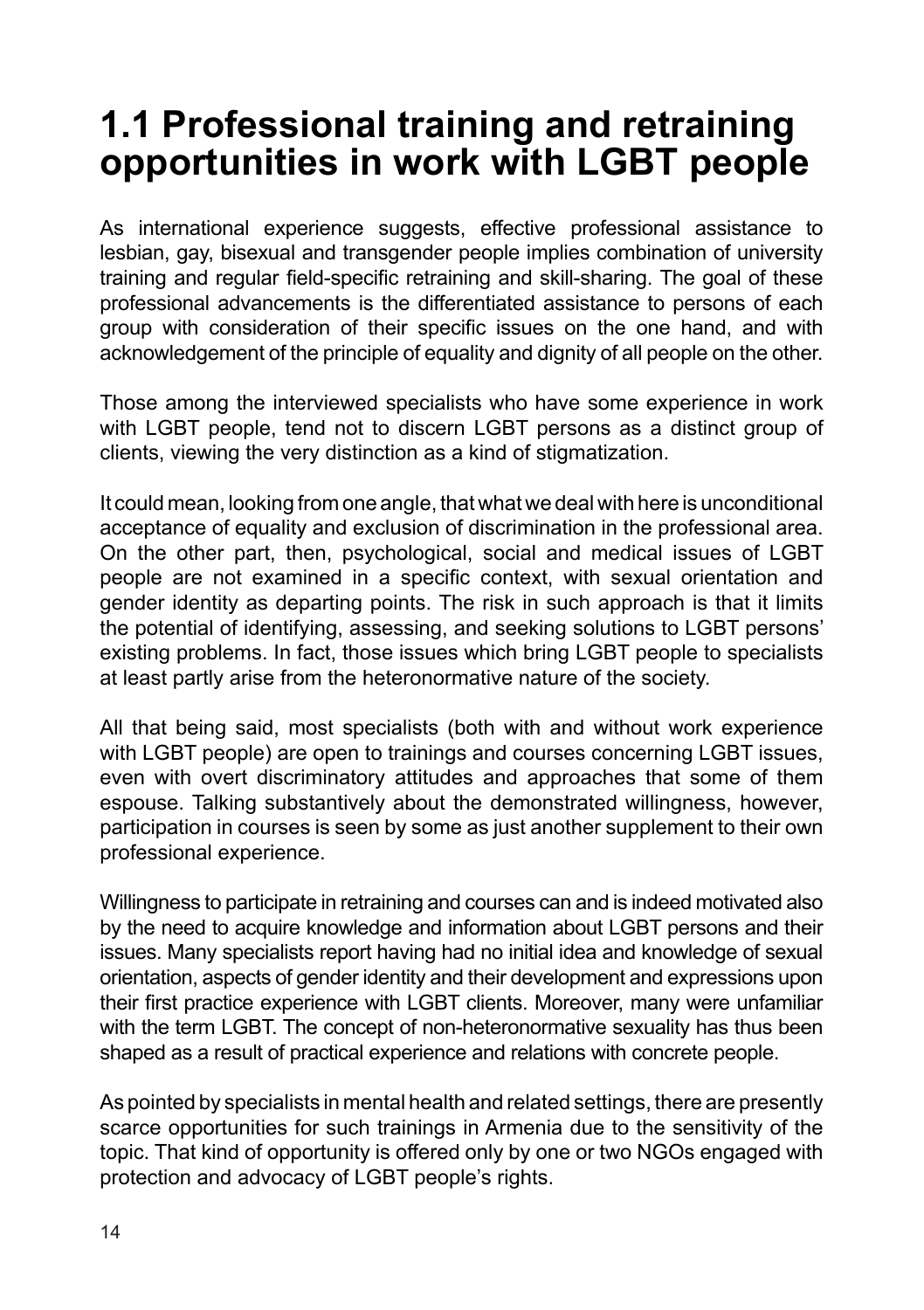# 1.1 Professional training and retraining opportunities in work with LGBT people

As international experience suggests, effective professional assistance to lesbian, gay, bisexual and transgender people implies combination of university training and regular field-specific retraining and skill-sharing. The goal of these professional advancements is the differentiated assistance to persons of each group with consideration of their specific issues on the one hand, and with acknowledgement of the principle of equality and dignity of all people on the other.

Those among the interviewed specialists who have some experience in work with LGBT people, tend not to discern LGBT persons as a distinct group of clients, viewing the very distinction as a kind of stigmatization.

It could mean, looking from one angle, that what we deal with here is unconditional acceptance of equality and exclusion of discrimination in the professional area. On the other part, then, psychological, social and medical issues of LGBT people are not examined in a specific context, with sexual orientation and gender identity as departing points. The risk in such approach is that it limits the potential of identifying, assessing, and seeking solutions to LGBT persons' existing problems. In fact, those issues which bring LGBT people to specialists at least partly arise from the heteronormative nature of the society.

All that being said, most specialists (both with and without work experience with LGBT people) are open to trainings and courses concerning LGBT issues, even with overt discriminatory attitudes and approaches that some of them espouse. Talking substantively about the demonstrated willingness, however, participation in courses is seen by some as just another supplement to their own professional experience.

Willingness to participate in retraining and courses can and is indeed motivated also by the need to acquire knowledge and information about LGBT persons and their issues. Many specialists report having had no initial idea and knowledge of sexual orientation, aspects of gender identity and their development and expressions upon their first practice experience with LGBT clients. Moreover, many were unfamiliar with the term LGBT. The concept of non-heteronormative sexuality has thus been shaped as a result of practical experience and relations with concrete people.

As pointed by specialists in mental health and related settings, there are presently scarce opportunities for such trainings in Armenia due to the sensitivity of the topic. That kind of opportunity is offered only by one or two NGOs engaged with protection and advocacy of LGBT people's rights.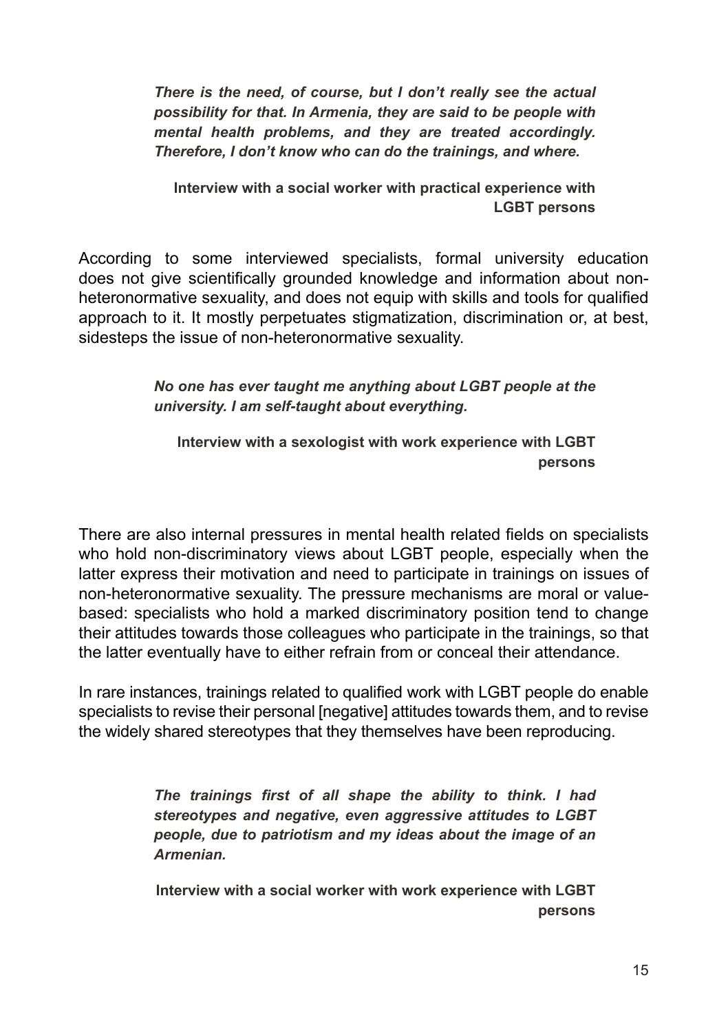> ***There is the need, of course, but I don't really see the actual possibility for that. In Armenia, they are said to be people with mental health problems, and they are treated accordingly. Therefore, I don't know who can do the trainings, and where.***
>
> **Interview with a social worker with practical experience with LGBT persons**

According to some interviewed specialists, formal university education does not give scientifically grounded knowledge and information about non-heteronormative sexuality, and does not equip with skills and tools for qualified approach to it. It mostly perpetuates stigmatization, discrimination or, at best, sidesteps the issue of non-heteronormative sexuality.

> ***No one has ever taught me anything about LGBT people at the university. I am self-taught about everything.***
>
> **Interview with a sexologist with work experience with LGBT persons**

There are also internal pressures in mental health related fields on specialists who hold non-discriminatory views about LGBT people, especially when the latter express their motivation and need to participate in trainings on issues of non-heteronormative sexuality. The pressure mechanisms are moral or value-based: specialists who hold a marked discriminatory position tend to change their attitudes towards those colleagues who participate in the trainings, so that the latter eventually have to either refrain from or conceal their attendance.

In rare instances, trainings related to qualified work with LGBT people do enable specialists to revise their personal [negative] attitudes towards them, and to revise the widely shared stereotypes that they themselves have been reproducing.

> ***The trainings first of all shape the ability to think. I had stereotypes and negative, even aggressive attitudes to LGBT people, due to patriotism and my ideas about the image of an Armenian.***
>
> **Interview with a social worker with work experience with LGBT persons**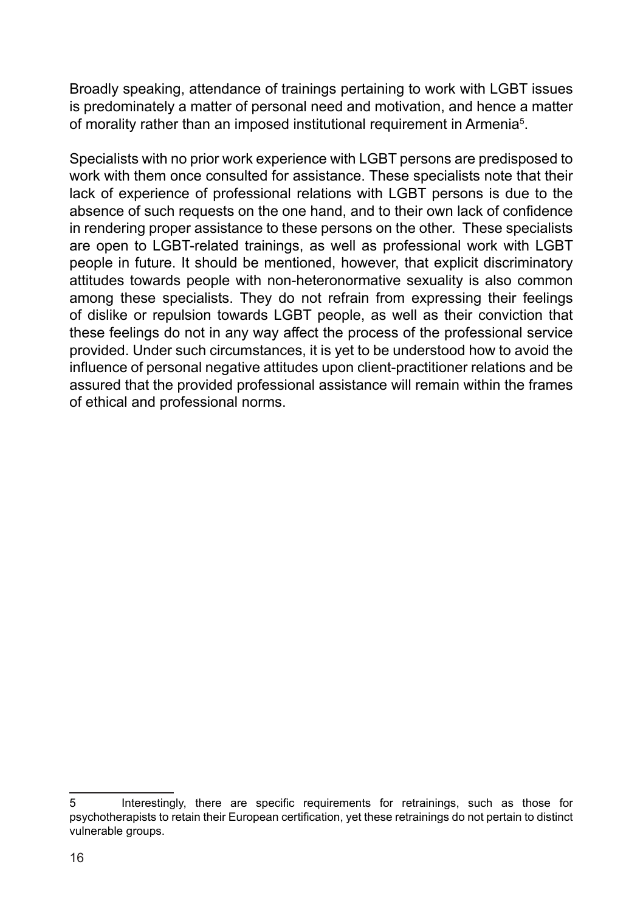Broadly speaking, attendance of trainings pertaining to work with LGBT issues is predominately a matter of personal need and motivation, and hence a matter of morality rather than an imposed institutional requirement in Armenia[5].

Specialists with no prior work experience with LGBT persons are predisposed to work with them once consulted for assistance. These specialists note that their lack of experience of professional relations with LGBT persons is due to the absence of such requests on the one hand, and to their own lack of confidence in rendering proper assistance to these persons on the other. These specialists are open to LGBT-related trainings, as well as professional work with LGBT people in future. It should be mentioned, however, that explicit discriminatory attitudes towards people with non-heteronormative sexuality is also common among these specialists. They do not refrain from expressing their feelings of dislike or repulsion towards LGBT people, as well as their conviction that these feelings do not in any way affect the process of the professional service provided. Under such circumstances, it is yet to be understood how to avoid the influence of personal negative attitudes upon client-practitioner relations and be assured that the provided professional assistance will remain within the frames of ethical and professional norms.

---

5 Interestingly, there are specific requirements for retrainings, such as those for psychotherapists to retain their European certification, yet these retrainings do not pertain to distinct vulnerable groups.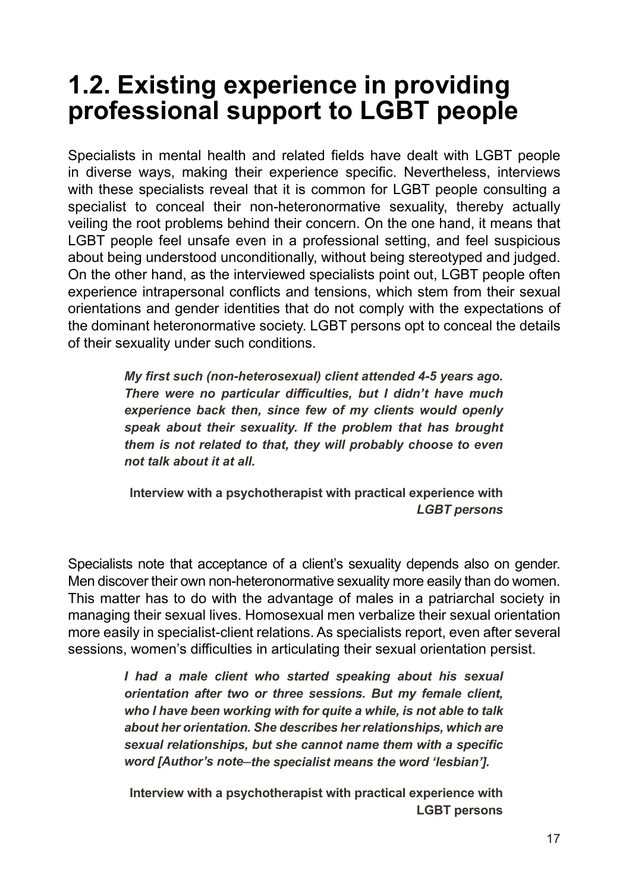# 1.2. Existing experience in providing professional support to LGBT people

Specialists in mental health and related fields have dealt with LGBT people in diverse ways, making their experience specific. Nevertheless, interviews with these specialists reveal that it is common for LGBT people consulting a specialist to conceal their non-heteronormative sexuality, thereby actually veiling the root problems behind their concern. On the one hand, it means that LGBT people feel unsafe even in a professional setting, and feel suspicious about being understood unconditionally, without being stereotyped and judged. On the other hand, as the interviewed specialists point out, LGBT people often experience intrapersonal conflicts and tensions, which stem from their sexual orientations and gender identities that do not comply with the expectations of the dominant heteronormative society. LGBT persons opt to conceal the details of their sexuality under such conditions.

> ***My first such (non-heterosexual) client attended 4-5 years ago. There were no particular difficulties, but I didn't have much experience back then, since few of my clients would openly speak about their sexuality. If the problem that has brought them is not related to that, they will probably choose to even not talk about it at all.***
>
> **Interview with a psychotherapist with practical experience with *LGBT persons***

Specialists note that acceptance of a client's sexuality depends also on gender. Men discover their own non-heteronormative sexuality more easily than do women. This matter has to do with the advantage of males in a patriarchal society in managing their sexual lives. Homosexual men verbalize their sexual orientation more easily in specialist-client relations. As specialists report, even after several sessions, women's difficulties in articulating their sexual orientation persist.

> ***I had a male client who started speaking about his sexual orientation after two or three sessions. But my female client, who I have been working with for quite a while, is not able to talk about her orientation. She describes her relationships, which are sexual relationships, but she cannot name them with a specific word [Author's note–the specialist means the word 'lesbian'].***
>
> **Interview with a psychotherapist with practical experience with LGBT persons**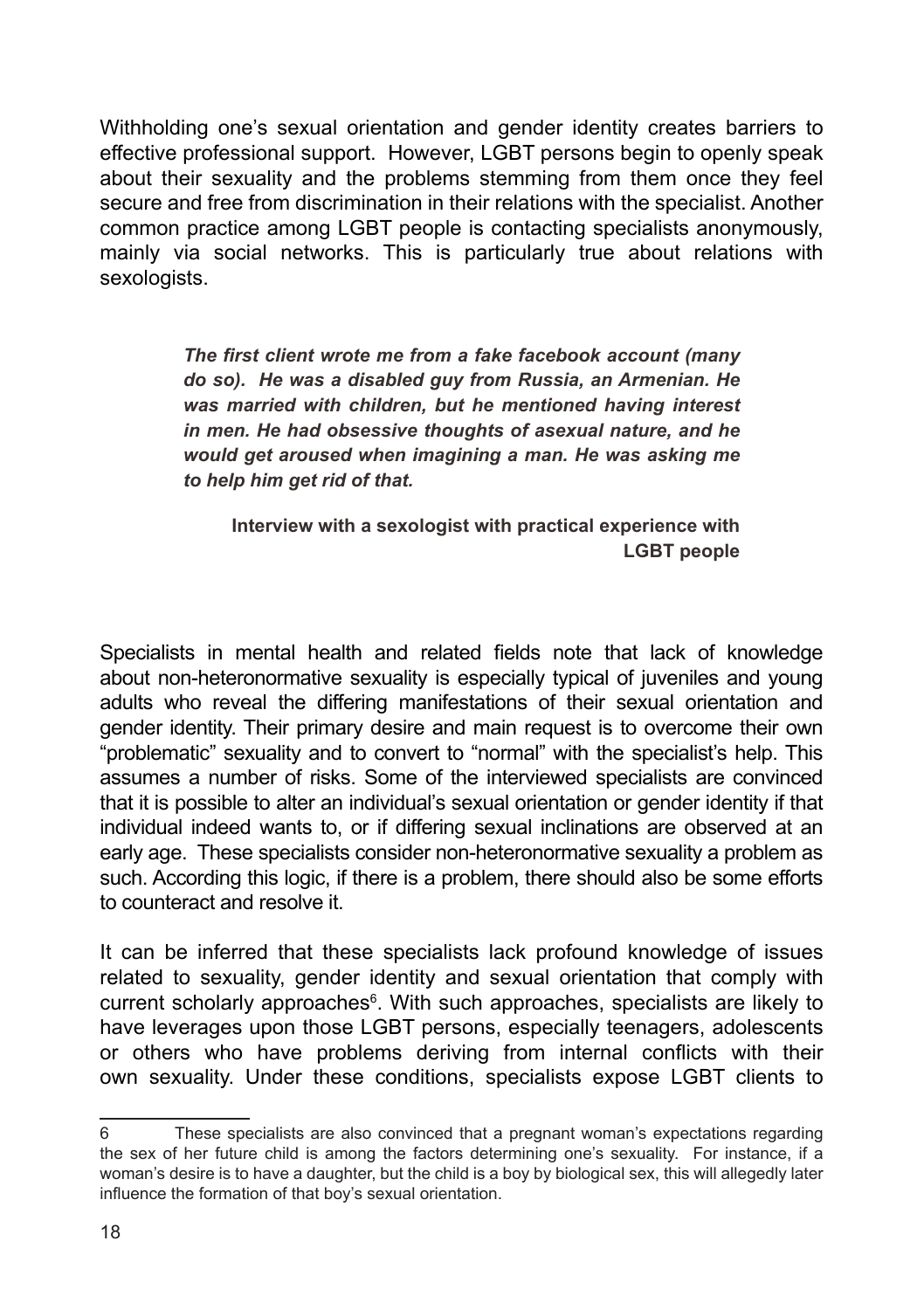Withholding one's sexual orientation and gender identity creates barriers to effective professional support. However, LGBT persons begin to openly speak about their sexuality and the problems stemming from them once they feel secure and free from discrimination in their relations with the specialist. Another common practice among LGBT people is contacting specialists anonymously, mainly via social networks. This is particularly true about relations with sexologists.

> ***The first client wrote me from a fake facebook account (many do so). He was a disabled guy from Russia, an Armenian. He was married with children, but he mentioned having interest in men. He had obsessive thoughts of asexual nature, and he would get aroused when imagining a man. He was asking me to help him get rid of that.***
>
> **Interview with a sexologist with practical experience with LGBT people**

Specialists in mental health and related fields note that lack of knowledge about non-heteronormative sexuality is especially typical of juveniles and young adults who reveal the differing manifestations of their sexual orientation and gender identity. Their primary desire and main request is to overcome their own "problematic" sexuality and to convert to "normal" with the specialist's help. This assumes a number of risks. Some of the interviewed specialists are convinced that it is possible to alter an individual's sexual orientation or gender identity if that individual indeed wants to, or if differing sexual inclinations are observed at an early age. These specialists consider non-heteronormative sexuality a problem as such. According this logic, if there is a problem, there should also be some efforts to counteract and resolve it.

It can be inferred that these specialists lack profound knowledge of issues related to sexuality, gender identity and sexual orientation that comply with current scholarly approaches[6]. With such approaches, specialists are likely to have leverages upon those LGBT persons, especially teenagers, adolescents or others who have problems deriving from internal conflicts with their own sexuality. Under these conditions, specialists expose LGBT clients to

---

6 These specialists are also convinced that a pregnant woman's expectations regarding the sex of her future child is among the factors determining one's sexuality. For instance, if a woman's desire is to have a daughter, but the child is a boy by biological sex, this will allegedly later influence the formation of that boy's sexual orientation.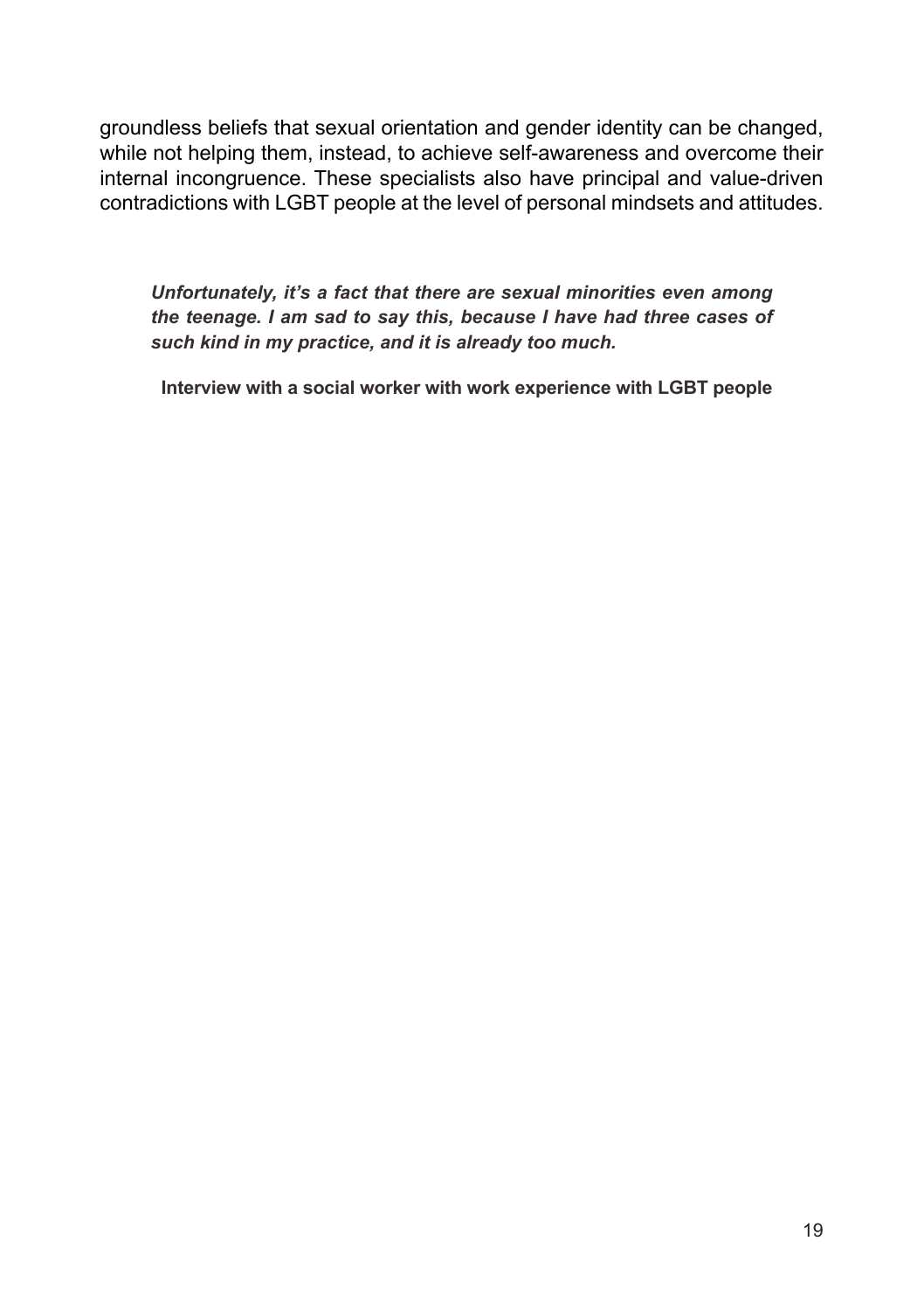groundless beliefs that sexual orientation and gender identity can be changed, while not helping them, instead, to achieve self-awareness and overcome their internal incongruence. These specialists also have principal and value-driven contradictions with LGBT people at the level of personal mindsets and attitudes.

> ***Unfortunately, it's a fact that there are sexual minorities even among the teenage. I am sad to say this, because I have had three cases of such kind in my practice, and it is already too much.***
>
> **Interview with a social worker with work experience with LGBT people**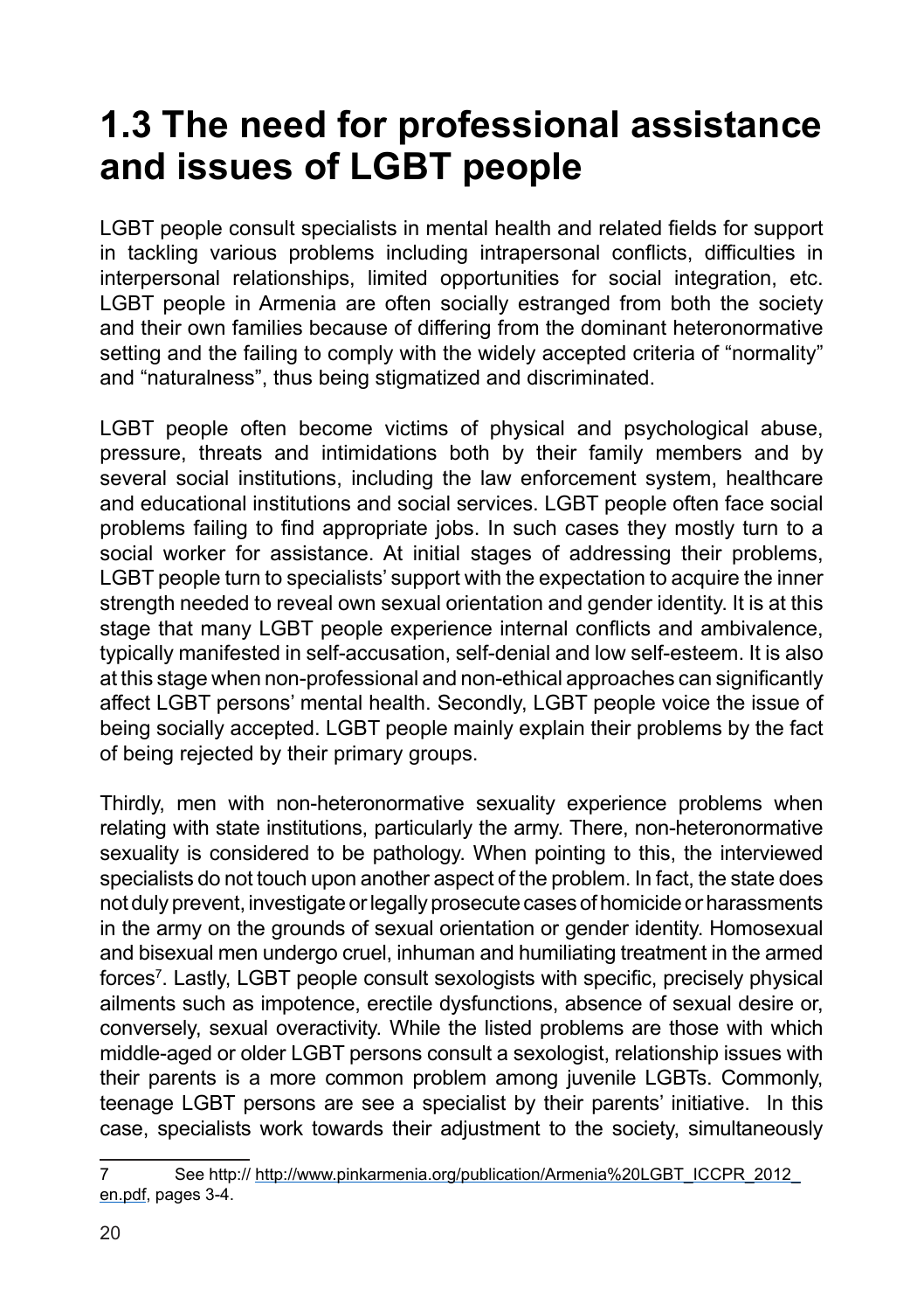# 1.3 The need for professional assistance and issues of LGBT people

LGBT people consult specialists in mental health and related fields for support in tackling various problems including intrapersonal conflicts, difficulties in interpersonal relationships, limited opportunities for social integration, etc. LGBT people in Armenia are often socially estranged from both the society and their own families because of differing from the dominant heteronormative setting and the failing to comply with the widely accepted criteria of "normality" and "naturalness", thus being stigmatized and discriminated.

LGBT people often become victims of physical and psychological abuse, pressure, threats and intimidations both by their family members and by several social institutions, including the law enforcement system, healthcare and educational institutions and social services. LGBT people often face social problems failing to find appropriate jobs. In such cases they mostly turn to a social worker for assistance. At initial stages of addressing their problems, LGBT people turn to specialists' support with the expectation to acquire the inner strength needed to reveal own sexual orientation and gender identity. It is at this stage that many LGBT people experience internal conflicts and ambivalence, typically manifested in self-accusation, self-denial and low self-esteem. It is also at this stage when non-professional and non-ethical approaches can significantly affect LGBT persons' mental health. Secondly, LGBT people voice the issue of being socially accepted. LGBT people mainly explain their problems by the fact of being rejected by their primary groups.

Thirdly, men with non-heteronormative sexuality experience problems when relating with state institutions, particularly the army. There, non-heteronormative sexuality is considered to be pathology. When pointing to this, the interviewed specialists do not touch upon another aspect of the problem. In fact, the state does not duly prevent, investigate or legally prosecute cases of homicide or harassments in the army on the grounds of sexual orientation or gender identity. Homosexual and bisexual men undergo cruel, inhuman and humiliating treatment in the armed forces[7]. Lastly, LGBT people consult sexologists with specific, precisely physical ailments such as impotence, erectile dysfunctions, absence of sexual desire or, conversely, sexual overactivity. While the listed problems are those with which middle-aged or older LGBT persons consult a sexologist, relationship issues with their parents is a more common problem among juvenile LGBTs. Commonly, teenage LGBT persons are see a specialist by their parents' initiative. In this case, specialists work towards their adjustment to the society, simultaneously

---

7 See http:// http://www.pinkarmenia.org/publication/Armenia%20LGBT_ICCPR_2012_en.pdf, pages 3-4.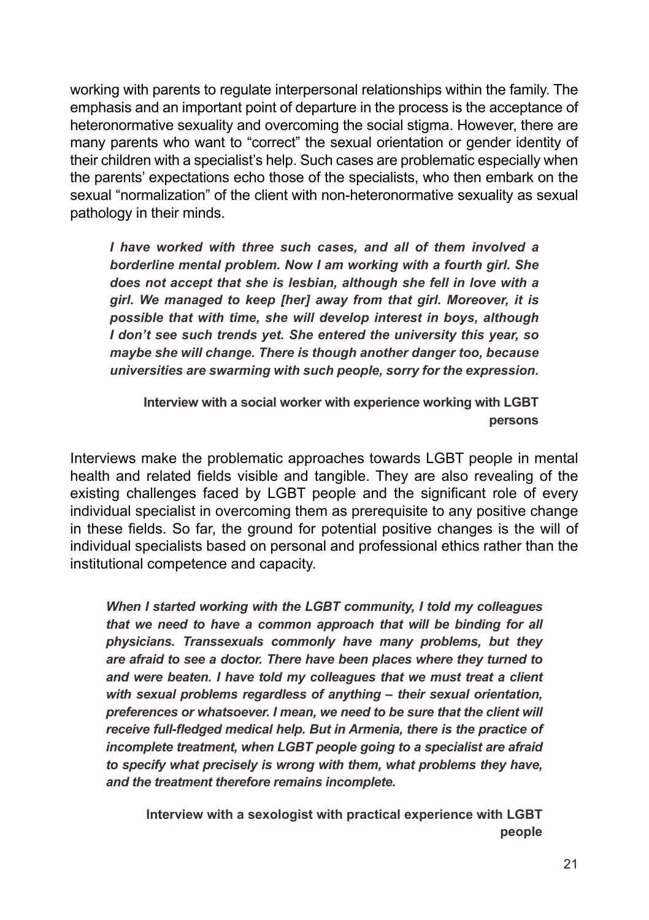working with parents to regulate interpersonal relationships within the family. The emphasis and an important point of departure in the process is the acceptance of heteronormative sexuality and overcoming the social stigma. However, there are many parents who want to "correct" the sexual orientation or gender identity of their children with a specialist's help. Such cases are problematic especially when the parents' expectations echo those of the specialists, who then embark on the sexual "normalization" of the client with non-heteronormative sexuality as sexual pathology in their minds.

> ***I have worked with three such cases, and all of them involved a borderline mental problem. Now I am working with a fourth girl. She does not accept that she is lesbian, although she fell in love with a girl. We managed to keep [her] away from that girl. Moreover, it is possible that with time, she will develop interest in boys, although I don't see such trends yet. She entered the university this year, so maybe she will change. There is though another danger too, because universities are swarming with such people, sorry for the expression.***
>
> **Interview with a social worker with experience working with LGBT persons**

Interviews make the problematic approaches towards LGBT people in mental health and related fields visible and tangible. They are also revealing of the existing challenges faced by LGBT people and the significant role of every individual specialist in overcoming them as prerequisite to any positive change in these fields. So far, the ground for potential positive changes is the will of individual specialists based on personal and professional ethics rather than the institutional competence and capacity.

> ***When I started working with the LGBT community, I told my colleagues that we need to have a common approach that will be binding for all physicians. Transsexuals commonly have many problems, but they are afraid to see a doctor. There have been places where they turned to and were beaten. I have told my colleagues that we must treat a client with sexual problems regardless of anything – their sexual orientation, preferences or whatsoever. I mean, we need to be sure that the client will receive full-fledged medical help. But in Armenia, there is the practice of incomplete treatment, when LGBT people going to a specialist are afraid to specify what precisely is wrong with them, what problems they have, and the treatment therefore remains incomplete.***
>
> **Interview with a sexologist with practical experience with LGBT people**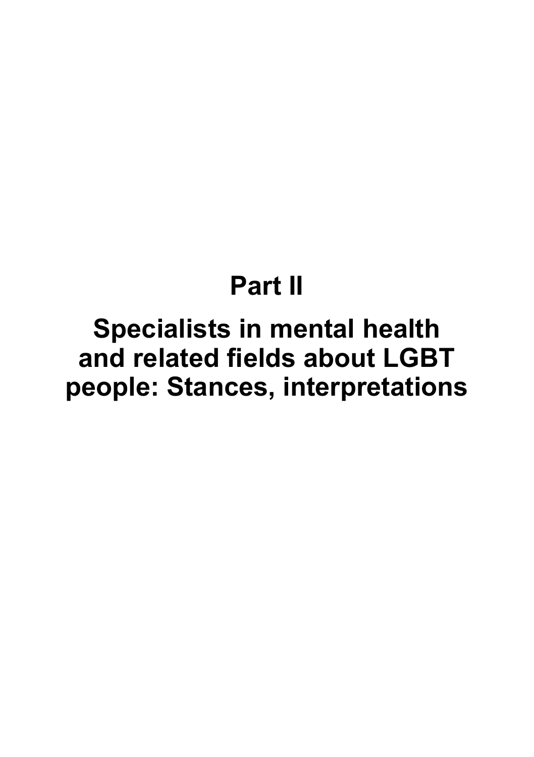# Part II

# Specialists in mental health and related fields about LGBT people: Stances, interpretations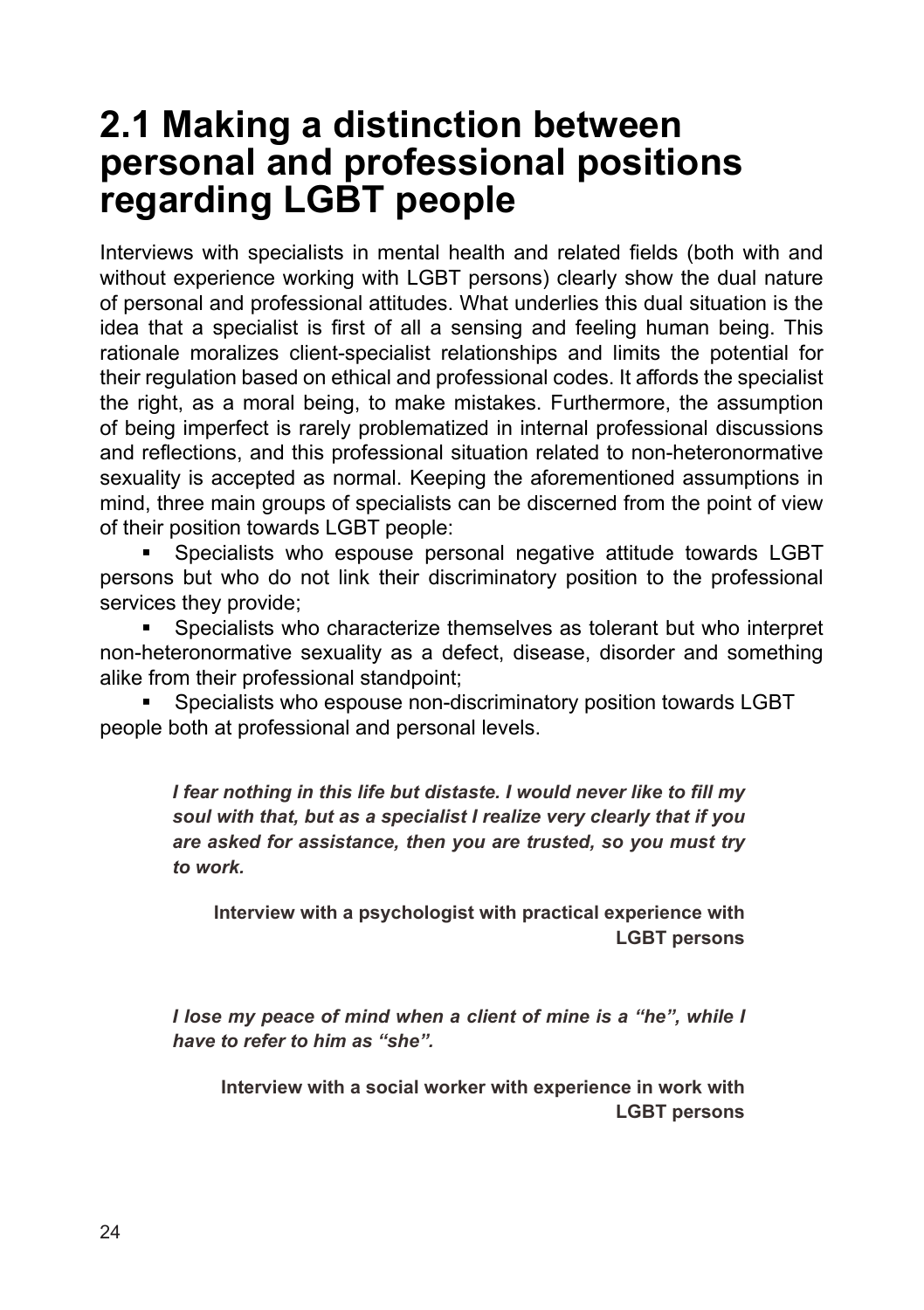# 2.1 Making a distinction between personal and professional positions regarding LGBT people

Interviews with specialists in mental health and related fields (both with and without experience working with LGBT persons) clearly show the dual nature of personal and professional attitudes. What underlies this dual situation is the idea that a specialist is first of all a sensing and feeling human being. This rationale moralizes client-specialist relationships and limits the potential for their regulation based on ethical and professional codes. It affords the specialist the right, as a moral being, to make mistakes. Furthermore, the assumption of being imperfect is rarely problematized in internal professional discussions and reflections, and this professional situation related to non-heteronormative sexuality is accepted as normal. Keeping the aforementioned assumptions in mind, three main groups of specialists can be discerned from the point of view of their position towards LGBT people:

- Specialists who espouse personal negative attitude towards LGBT persons but who do not link their discriminatory position to the professional services they provide;
- Specialists who characterize themselves as tolerant but who interpret non-heteronormative sexuality as a defect, disease, disorder and something alike from their professional standpoint;
- Specialists who espouse non-discriminatory position towards LGBT people both at professional and personal levels.

> ***I fear nothing in this life but distaste. I would never like to fill my soul with that, but as a specialist I realize very clearly that if you are asked for assistance, then you are trusted, so you must try to work.***
>
> **Interview with a psychologist with practical experience with LGBT persons**

> ***I lose my peace of mind when a client of mine is a "he", while I have to refer to him as "she".***
>
> **Interview with a social worker with experience in work with LGBT persons**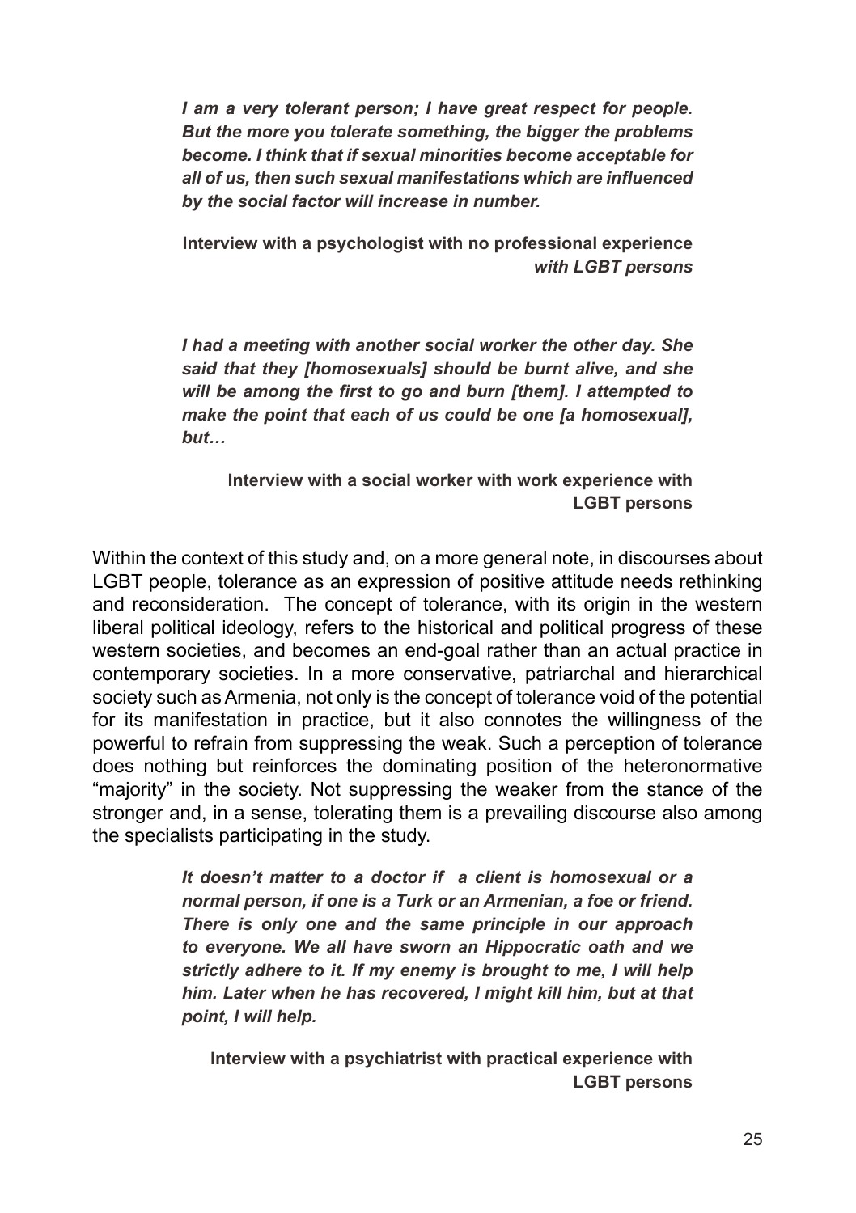> ***I am a very tolerant person; I have great respect for people. But the more you tolerate something, the bigger the problems become. I think that if sexual minorities become acceptable for all of us, then such sexual manifestations which are influenced by the social factor will increase in number.***
>
> **Interview with a psychologist with no professional experience *with LGBT persons***

> ***I had a meeting with another social worker the other day. She said that they [homosexuals] should be burnt alive, and she will be among the first to go and burn [them]. I attempted to make the point that each of us could be one [a homosexual], but…***
>
> **Interview with a social worker with work experience with LGBT persons**

Within the context of this study and, on a more general note, in discourses about LGBT people, tolerance as an expression of positive attitude needs rethinking and reconsideration. The concept of tolerance, with its origin in the western liberal political ideology, refers to the historical and political progress of these western societies, and becomes an end-goal rather than an actual practice in contemporary societies. In a more conservative, patriarchal and hierarchical society such as Armenia, not only is the concept of tolerance void of the potential for its manifestation in practice, but it also connotes the willingness of the powerful to refrain from suppressing the weak. Such a perception of tolerance does nothing but reinforces the dominating position of the heteronormative "majority" in the society. Not suppressing the weaker from the stance of the stronger and, in a sense, tolerating them is a prevailing discourse also among the specialists participating in the study.

> ***It doesn't matter to a doctor if a client is homosexual or a normal person, if one is a Turk or an Armenian, a foe or friend. There is only one and the same principle in our approach to everyone. We all have sworn an Hippocratic oath and we strictly adhere to it. If my enemy is brought to me, I will help him. Later when he has recovered, I might kill him, but at that point, I will help.***
>
> **Interview with a psychiatrist with practical experience with LGBT persons**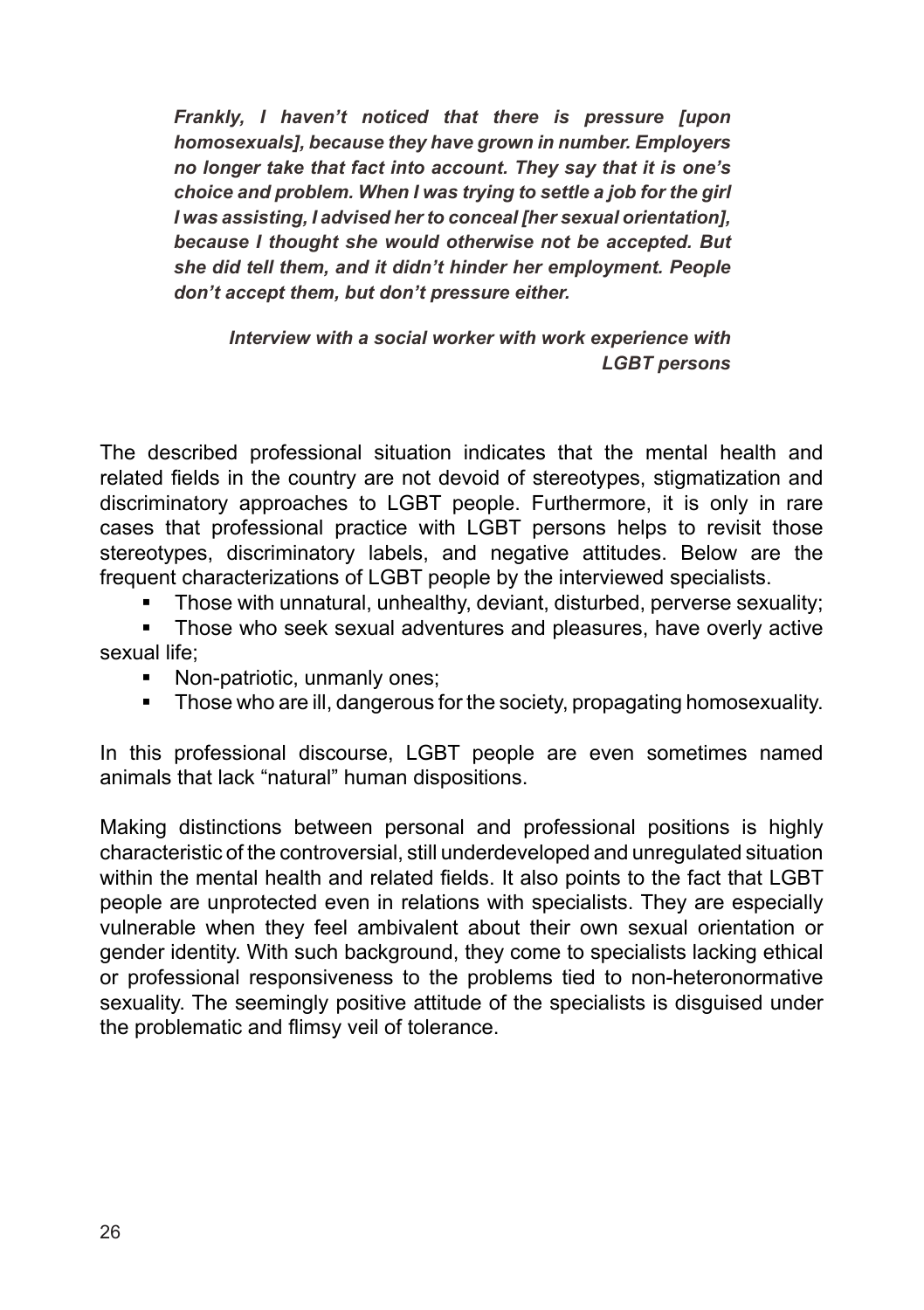***Frankly, I haven't noticed that there is pressure [upon homosexuals], because they have grown in number. Employers no longer take that fact into account. They say that it is one's choice and problem. When I was trying to settle a job for the girl I was assisting, I advised her to conceal [her sexual orientation], because I thought she would otherwise not be accepted. But she did tell them, and it didn't hinder her employment. People don't accept them, but don't pressure either.***

***Interview with a social worker with work experience with LGBT persons***

The described professional situation indicates that the mental health and related fields in the country are not devoid of stereotypes, stigmatization and discriminatory approaches to LGBT people. Furthermore, it is only in rare cases that professional practice with LGBT persons helps to revisit those stereotypes, discriminatory labels, and negative attitudes. Below are the frequent characterizations of LGBT people by the interviewed specialists.

- Those with unnatural, unhealthy, deviant, disturbed, perverse sexuality;
- Those who seek sexual adventures and pleasures, have overly active sexual life;
- Non-patriotic, unmanly ones;
- Those who are ill, dangerous for the society, propagating homosexuality.

In this professional discourse, LGBT people are even sometimes named animals that lack "natural" human dispositions.

Making distinctions between personal and professional positions is highly characteristic of the controversial, still underdeveloped and unregulated situation within the mental health and related fields. It also points to the fact that LGBT people are unprotected even in relations with specialists. They are especially vulnerable when they feel ambivalent about their own sexual orientation or gender identity. With such background, they come to specialists lacking ethical or professional responsiveness to the problems tied to non-heteronormative sexuality. The seemingly positive attitude of the specialists is disguised under the problematic and flimsy veil of tolerance.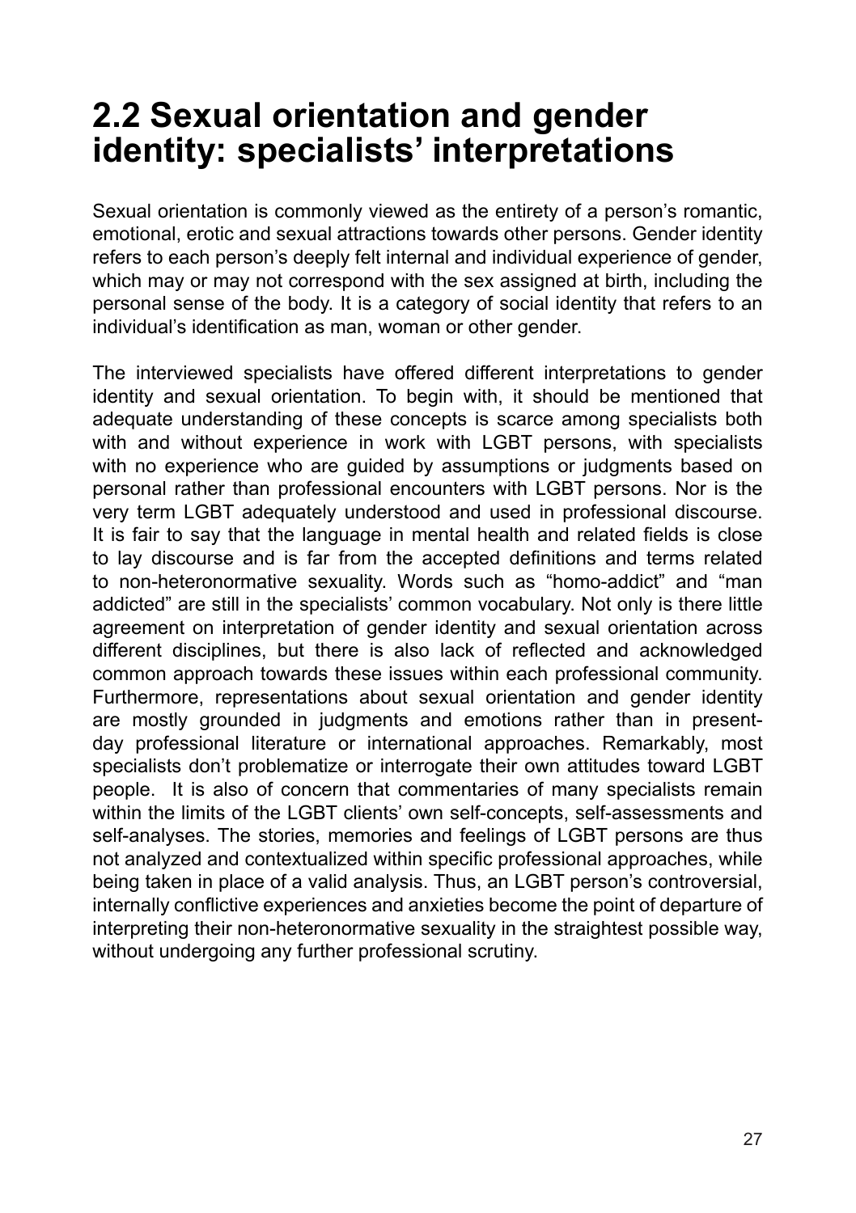## 2.2 Sexual orientation and gender identity: specialists' interpretations

Sexual orientation is commonly viewed as the entirety of a person's romantic, emotional, erotic and sexual attractions towards other persons. Gender identity refers to each person's deeply felt internal and individual experience of gender, which may or may not correspond with the sex assigned at birth, including the personal sense of the body. It is a category of social identity that refers to an individual's identification as man, woman or other gender.

The interviewed specialists have offered different interpretations to gender identity and sexual orientation. To begin with, it should be mentioned that adequate understanding of these concepts is scarce among specialists both with and without experience in work with LGBT persons, with specialists with no experience who are guided by assumptions or judgments based on personal rather than professional encounters with LGBT persons. Nor is the very term LGBT adequately understood and used in professional discourse. It is fair to say that the language in mental health and related fields is close to lay discourse and is far from the accepted definitions and terms related to non-heteronormative sexuality. Words such as "homo-addict" and "man addicted" are still in the specialists' common vocabulary. Not only is there little agreement on interpretation of gender identity and sexual orientation across different disciplines, but there is also lack of reflected and acknowledged common approach towards these issues within each professional community. Furthermore, representations about sexual orientation and gender identity are mostly grounded in judgments and emotions rather than in present-day professional literature or international approaches. Remarkably, most specialists don't problematize or interrogate their own attitudes toward LGBT people. It is also of concern that commentaries of many specialists remain within the limits of the LGBT clients' own self-concepts, self-assessments and self-analyses. The stories, memories and feelings of LGBT persons are thus not analyzed and contextualized within specific professional approaches, while being taken in place of a valid analysis. Thus, an LGBT person's controversial, internally conflictive experiences and anxieties become the point of departure of interpreting their non-heteronormative sexuality in the straightest possible way, without undergoing any further professional scrutiny.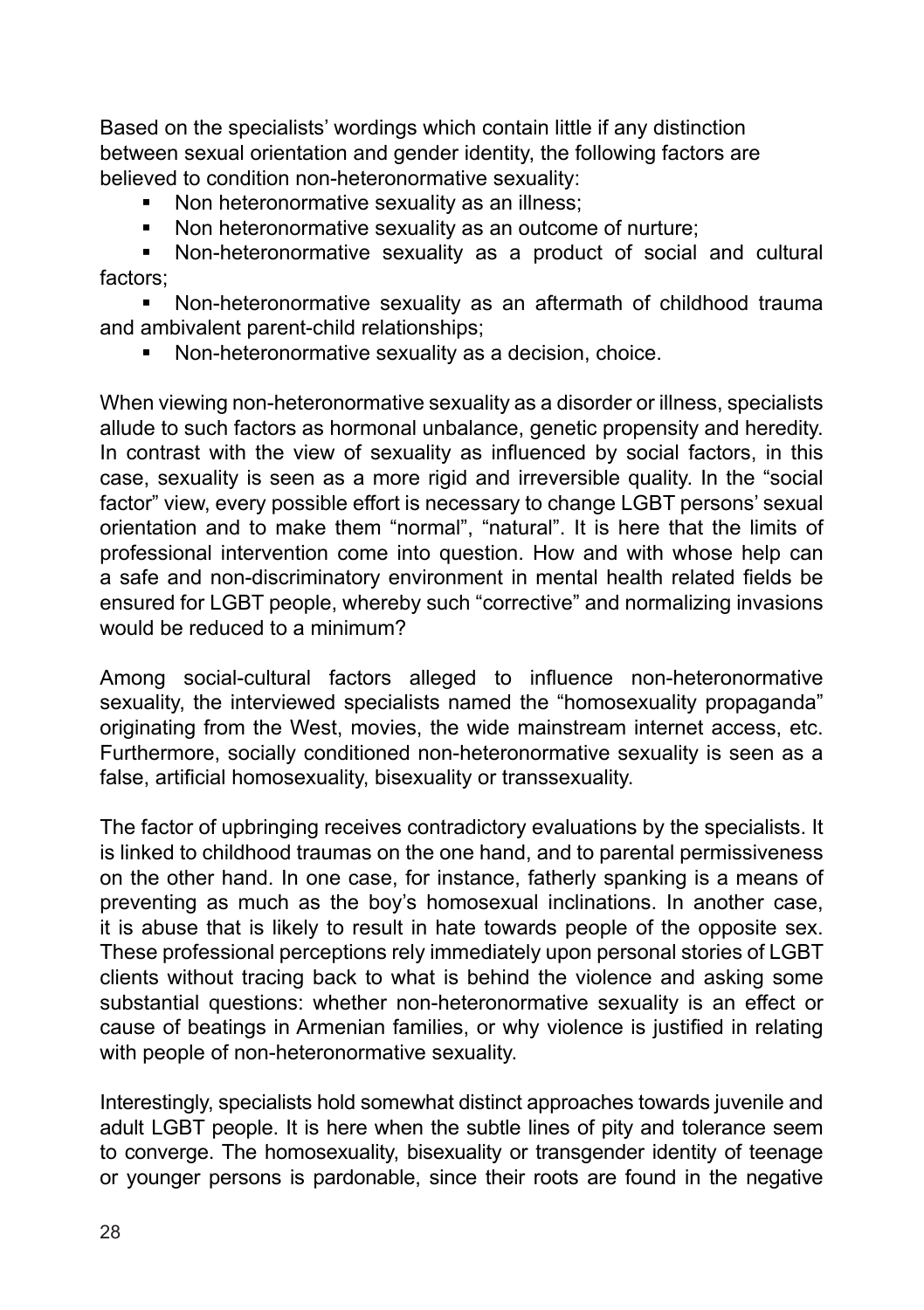Based on the specialists' wordings which contain little if any distinction between sexual orientation and gender identity, the following factors are believed to condition non-heteronormative sexuality:

- Non heteronormative sexuality as an illness;
- Non heteronormative sexuality as an outcome of nurture;
- Non-heteronormative sexuality as a product of social and cultural factors;
- Non-heteronormative sexuality as an aftermath of childhood trauma and ambivalent parent-child relationships;
- Non-heteronormative sexuality as a decision, choice.

When viewing non-heteronormative sexuality as a disorder or illness, specialists allude to such factors as hormonal unbalance, genetic propensity and heredity. In contrast with the view of sexuality as influenced by social factors, in this case, sexuality is seen as a more rigid and irreversible quality. In the "social factor" view, every possible effort is necessary to change LGBT persons' sexual orientation and to make them "normal", "natural". It is here that the limits of professional intervention come into question. How and with whose help can a safe and non-discriminatory environment in mental health related fields be ensured for LGBT people, whereby such "corrective" and normalizing invasions would be reduced to a minimum?

Among social-cultural factors alleged to influence non-heteronormative sexuality, the interviewed specialists named the "homosexuality propaganda" originating from the West, movies, the wide mainstream internet access, etc. Furthermore, socially conditioned non-heteronormative sexuality is seen as a false, artificial homosexuality, bisexuality or transsexuality.

The factor of upbringing receives contradictory evaluations by the specialists. It is linked to childhood traumas on the one hand, and to parental permissiveness on the other hand. In one case, for instance, fatherly spanking is a means of preventing as much as the boy's homosexual inclinations. In another case, it is abuse that is likely to result in hate towards people of the opposite sex. These professional perceptions rely immediately upon personal stories of LGBT clients without tracing back to what is behind the violence and asking some substantial questions: whether non-heteronormative sexuality is an effect or cause of beatings in Armenian families, or why violence is justified in relating with people of non-heteronormative sexuality.

Interestingly, specialists hold somewhat distinct approaches towards juvenile and adult LGBT people. It is here when the subtle lines of pity and tolerance seem to converge. The homosexuality, bisexuality or transgender identity of teenage or younger persons is pardonable, since their roots are found in the negative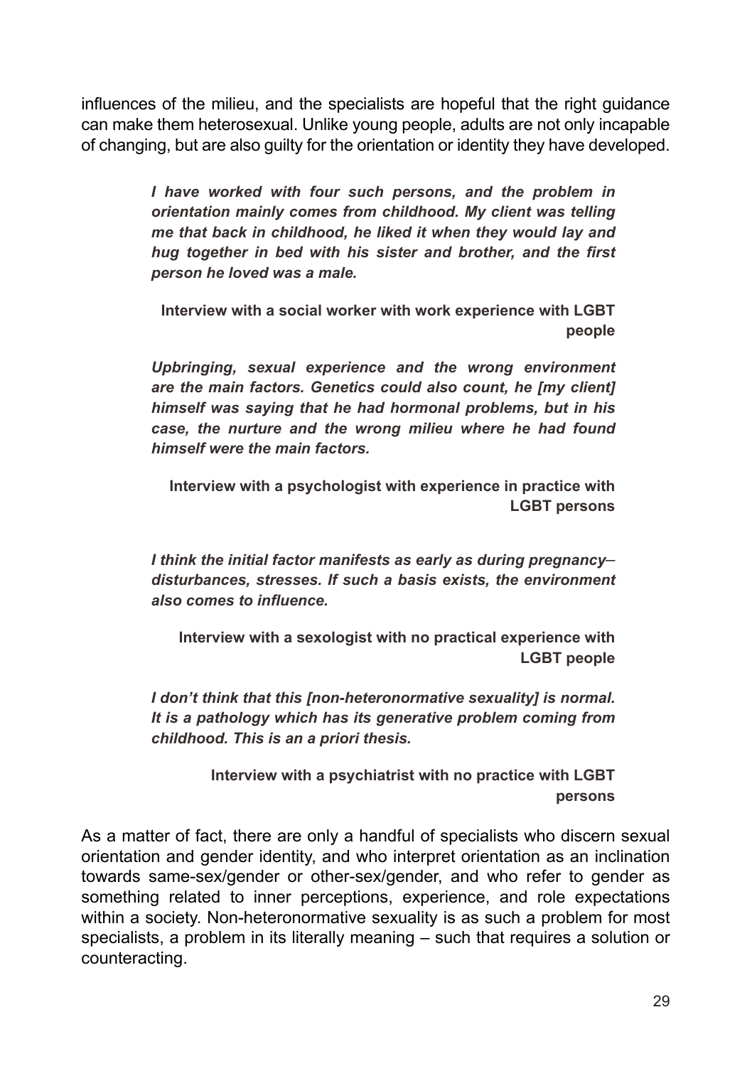influences of the milieu, and the specialists are hopeful that the right guidance can make them heterosexual. Unlike young people, adults are not only incapable of changing, but are also guilty for the orientation or identity they have developed.

> ***I have worked with four such persons, and the problem in orientation mainly comes from childhood. My client was telling me that back in childhood, he liked it when they would lay and hug together in bed with his sister and brother, and the first person he loved was a male.***
>
> **Interview with a social worker with work experience with LGBT people**

> ***Upbringing, sexual experience and the wrong environment are the main factors. Genetics could also count, he [my client] himself was saying that he had hormonal problems, but in his case, the nurture and the wrong milieu where he had found himself were the main factors.***
>
> **Interview with a psychologist with experience in practice with LGBT persons**

> ***I think the initial factor manifests as early as during pregnancy– disturbances, stresses. If such a basis exists, the environment also comes to influence.***
>
> **Interview with a sexologist with no practical experience with LGBT people**

> ***I don't think that this [non-heteronormative sexuality] is normal. It is a pathology which has its generative problem coming from childhood. This is an a priori thesis.***
>
> **Interview with a psychiatrist with no practice with LGBT persons**

As a matter of fact, there are only a handful of specialists who discern sexual orientation and gender identity, and who interpret orientation as an inclination towards same-sex/gender or other-sex/gender, and who refer to gender as something related to inner perceptions, experience, and role expectations within a society. Non-heteronormative sexuality is as such a problem for most specialists, a problem in its literally meaning – such that requires a solution or counteracting.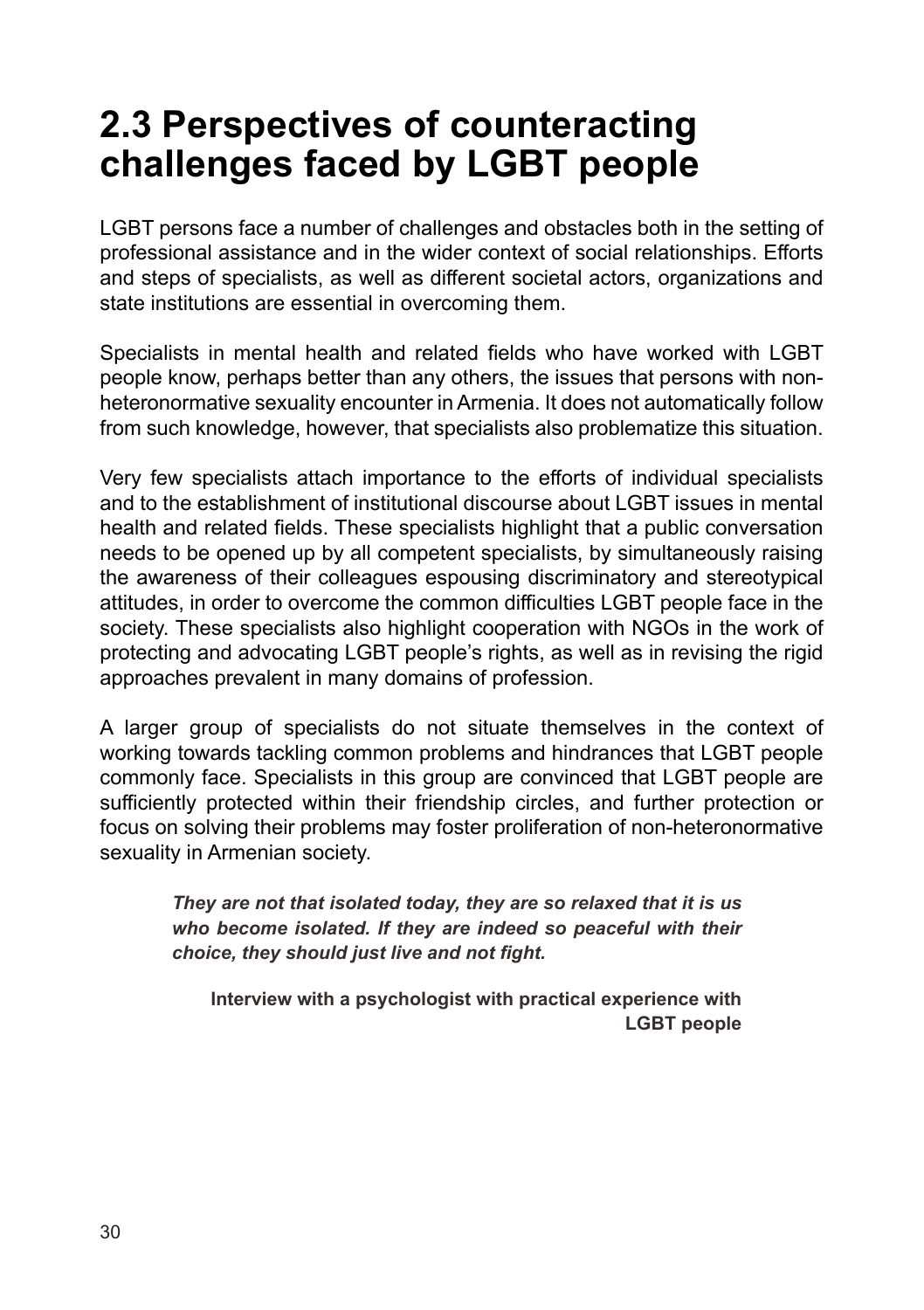## 2.3 Perspectives of counteracting challenges faced by LGBT people

LGBT persons face a number of challenges and obstacles both in the setting of professional assistance and in the wider context of social relationships. Efforts and steps of specialists, as well as different societal actors, organizations and state institutions are essential in overcoming them.

Specialists in mental health and related fields who have worked with LGBT people know, perhaps better than any others, the issues that persons with non-heteronormative sexuality encounter in Armenia. It does not automatically follow from such knowledge, however, that specialists also problematize this situation.

Very few specialists attach importance to the efforts of individual specialists and to the establishment of institutional discourse about LGBT issues in mental health and related fields. These specialists highlight that a public conversation needs to be opened up by all competent specialists, by simultaneously raising the awareness of their colleagues espousing discriminatory and stereotypical attitudes, in order to overcome the common difficulties LGBT people face in the society. These specialists also highlight cooperation with NGOs in the work of protecting and advocating LGBT people's rights, as well as in revising the rigid approaches prevalent in many domains of profession.

A larger group of specialists do not situate themselves in the context of working towards tackling common problems and hindrances that LGBT people commonly face. Specialists in this group are convinced that LGBT people are sufficiently protected within their friendship circles, and further protection or focus on solving their problems may foster proliferation of non-heteronormative sexuality in Armenian society.

> ***They are not that isolated today, they are so relaxed that it is us who become isolated. If they are indeed so peaceful with their choice, they should just live and not fight.***
>
> **Interview with a psychologist with practical experience with LGBT people**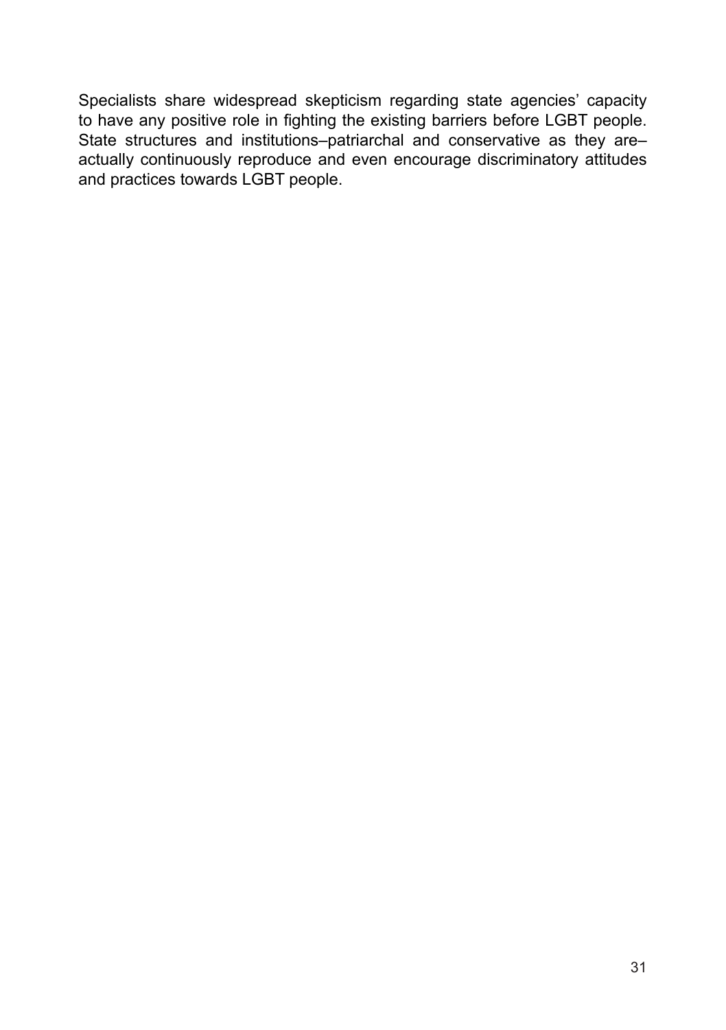Specialists share widespread skepticism regarding state agencies' capacity to have any positive role in fighting the existing barriers before LGBT people. State structures and institutions–patriarchal and conservative as they are–actually continuously reproduce and even encourage discriminatory attitudes and practices towards LGBT people.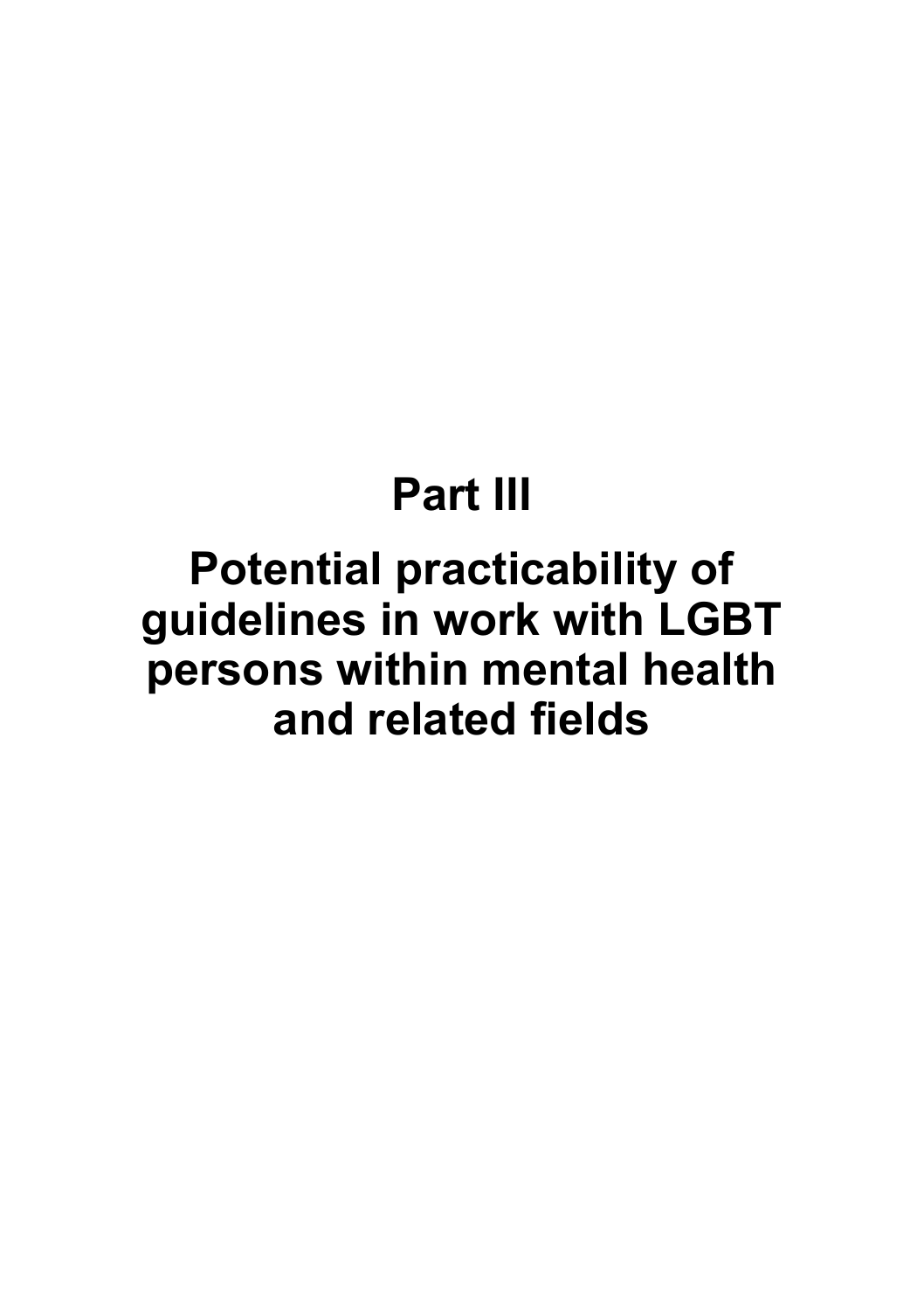# Part III

# Potential practicability of guidelines in work with LGBT persons within mental health and related fields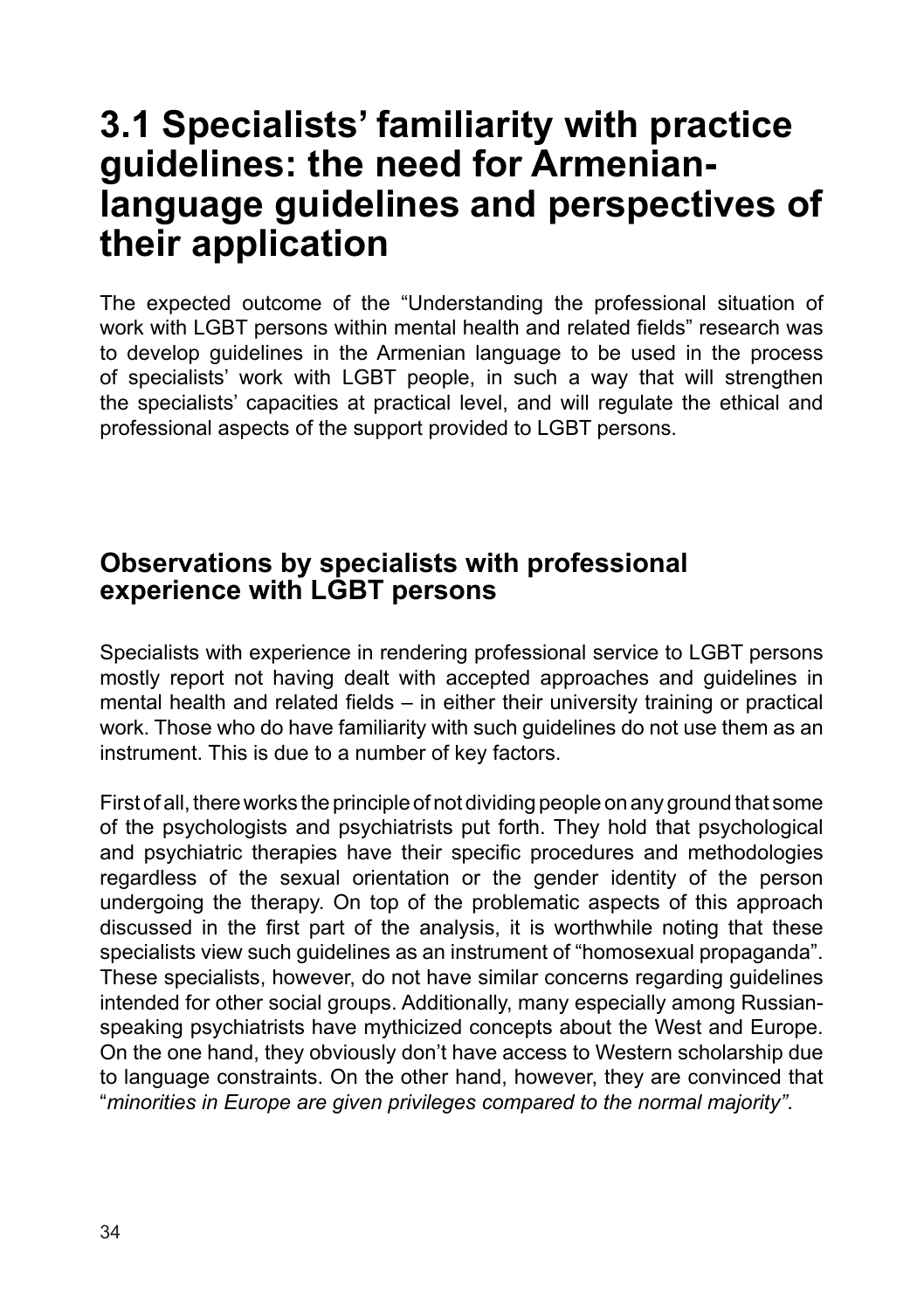# 3.1 Specialists' familiarity with practice guidelines: the need for Armenian-language guidelines and perspectives of their application

The expected outcome of the "Understanding the professional situation of work with LGBT persons within mental health and related fields" research was to develop guidelines in the Armenian language to be used in the process of specialists' work with LGBT people, in such a way that will strengthen the specialists' capacities at practical level, and will regulate the ethical and professional aspects of the support provided to LGBT persons.

## Observations by specialists with professional experience with LGBT persons

Specialists with experience in rendering professional service to LGBT persons mostly report not having dealt with accepted approaches and guidelines in mental health and related fields – in either their university training or practical work. Those who do have familiarity with such guidelines do not use them as an instrument. This is due to a number of key factors.

First of all, there works the principle of not dividing people on any ground that some of the psychologists and psychiatrists put forth. They hold that psychological and psychiatric therapies have their specific procedures and methodologies regardless of the sexual orientation or the gender identity of the person undergoing the therapy. On top of the problematic aspects of this approach discussed in the first part of the analysis, it is worthwhile noting that these specialists view such guidelines as an instrument of "homosexual propaganda". These specialists, however, do not have similar concerns regarding guidelines intended for other social groups. Additionally, many especially among Russian-speaking psychiatrists have mythicized concepts about the West and Europe. On the one hand, they obviously don't have access to Western scholarship due to language constraints. On the other hand, however, they are convinced that "*minorities in Europe are given privileges compared to the normal majority"*.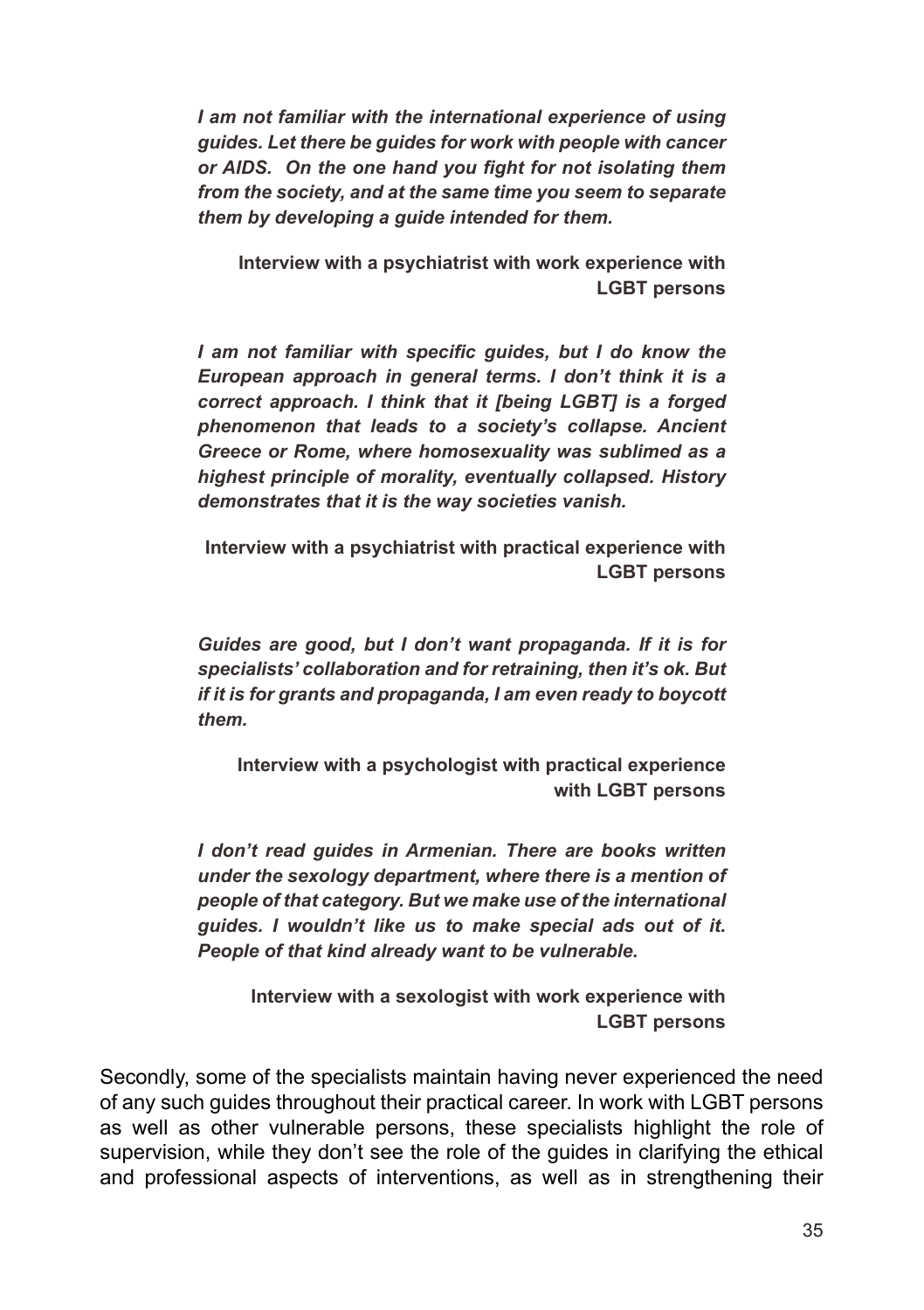*I am not familiar with the international experience of using guides. Let there be guides for work with people with cancer or AIDS. On the one hand you fight for not isolating them from the society, and at the same time you seem to separate them by developing a guide intended for them.*

**Interview with a psychiatrist with work experience with LGBT persons**

*I am not familiar with specific guides, but I do know the European approach in general terms. I don't think it is a correct approach. I think that it [being LGBT] is a forged phenomenon that leads to a society's collapse. Ancient Greece or Rome, where homosexuality was sublimed as a highest principle of morality, eventually collapsed. History demonstrates that it is the way societies vanish.*

**Interview with a psychiatrist with practical experience with LGBT persons**

*Guides are good, but I don't want propaganda. If it is for specialists' collaboration and for retraining, then it's ok. But if it is for grants and propaganda, I am even ready to boycott them.*

**Interview with a psychologist with practical experience with LGBT persons**

*I don't read guides in Armenian. There are books written under the sexology department, where there is a mention of people of that category. But we make use of the international guides. I wouldn't like us to make special ads out of it. People of that kind already want to be vulnerable.*

**Interview with a sexologist with work experience with LGBT persons**

Secondly, some of the specialists maintain having never experienced the need of any such guides throughout their practical career. In work with LGBT persons as well as other vulnerable persons, these specialists highlight the role of supervision, while they don't see the role of the guides in clarifying the ethical and professional aspects of interventions, as well as in strengthening their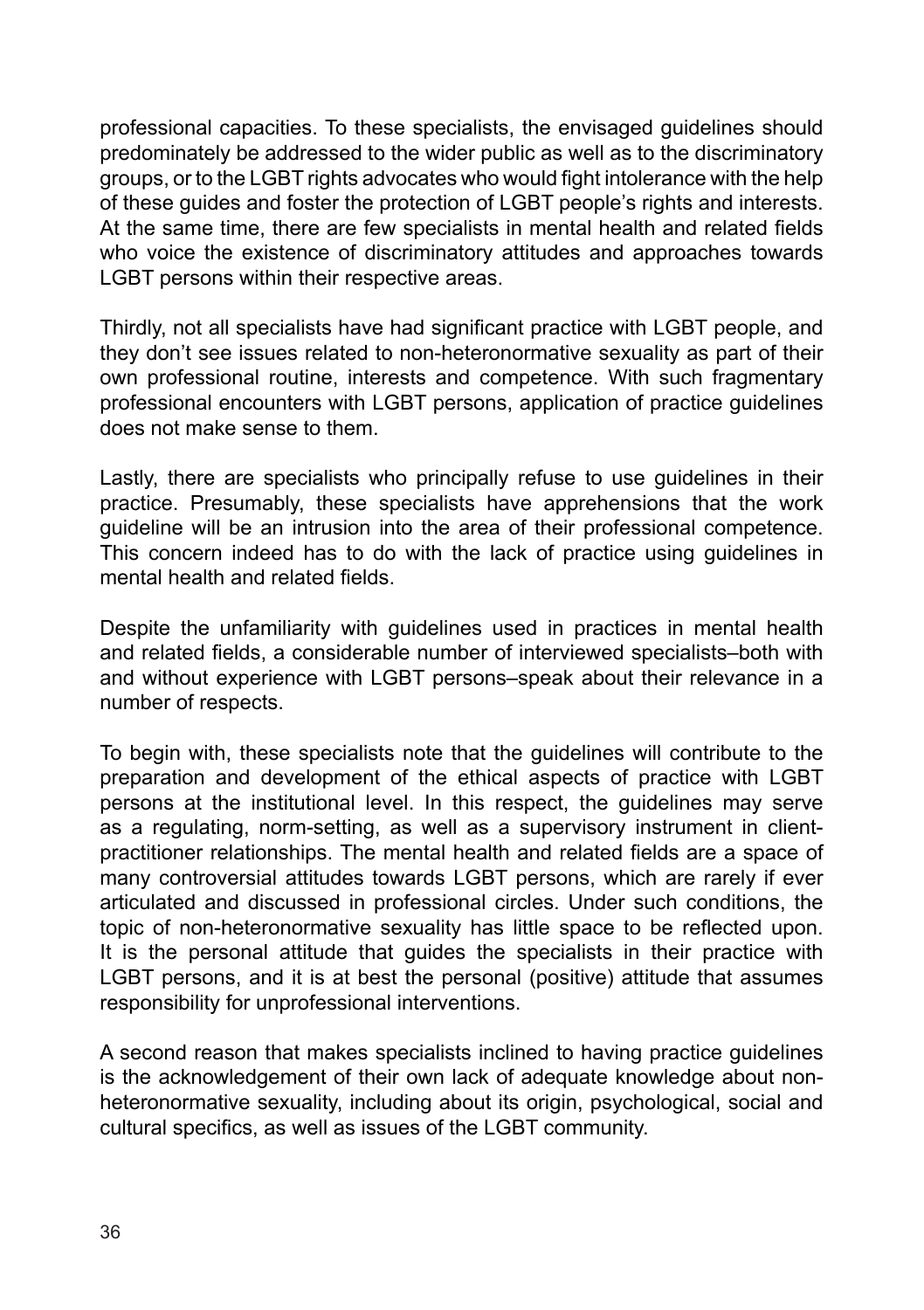professional capacities. To these specialists, the envisaged guidelines should predominately be addressed to the wider public as well as to the discriminatory groups, or to the LGBT rights advocates who would fight intolerance with the help of these guides and foster the protection of LGBT people's rights and interests. At the same time, there are few specialists in mental health and related fields who voice the existence of discriminatory attitudes and approaches towards LGBT persons within their respective areas.

Thirdly, not all specialists have had significant practice with LGBT people, and they don't see issues related to non-heteronormative sexuality as part of their own professional routine, interests and competence. With such fragmentary professional encounters with LGBT persons, application of practice guidelines does not make sense to them.

Lastly, there are specialists who principally refuse to use guidelines in their practice. Presumably, these specialists have apprehensions that the work guideline will be an intrusion into the area of their professional competence. This concern indeed has to do with the lack of practice using guidelines in mental health and related fields.

Despite the unfamiliarity with guidelines used in practices in mental health and related fields, a considerable number of interviewed specialists–both with and without experience with LGBT persons–speak about their relevance in a number of respects.

To begin with, these specialists note that the guidelines will contribute to the preparation and development of the ethical aspects of practice with LGBT persons at the institutional level. In this respect, the guidelines may serve as a regulating, norm-setting, as well as a supervisory instrument in client-practitioner relationships. The mental health and related fields are a space of many controversial attitudes towards LGBT persons, which are rarely if ever articulated and discussed in professional circles. Under such conditions, the topic of non-heteronormative sexuality has little space to be reflected upon. It is the personal attitude that guides the specialists in their practice with LGBT persons, and it is at best the personal (positive) attitude that assumes responsibility for unprofessional interventions.

A second reason that makes specialists inclined to having practice guidelines is the acknowledgement of their own lack of adequate knowledge about non-heteronormative sexuality, including about its origin, psychological, social and cultural specifics, as well as issues of the LGBT community.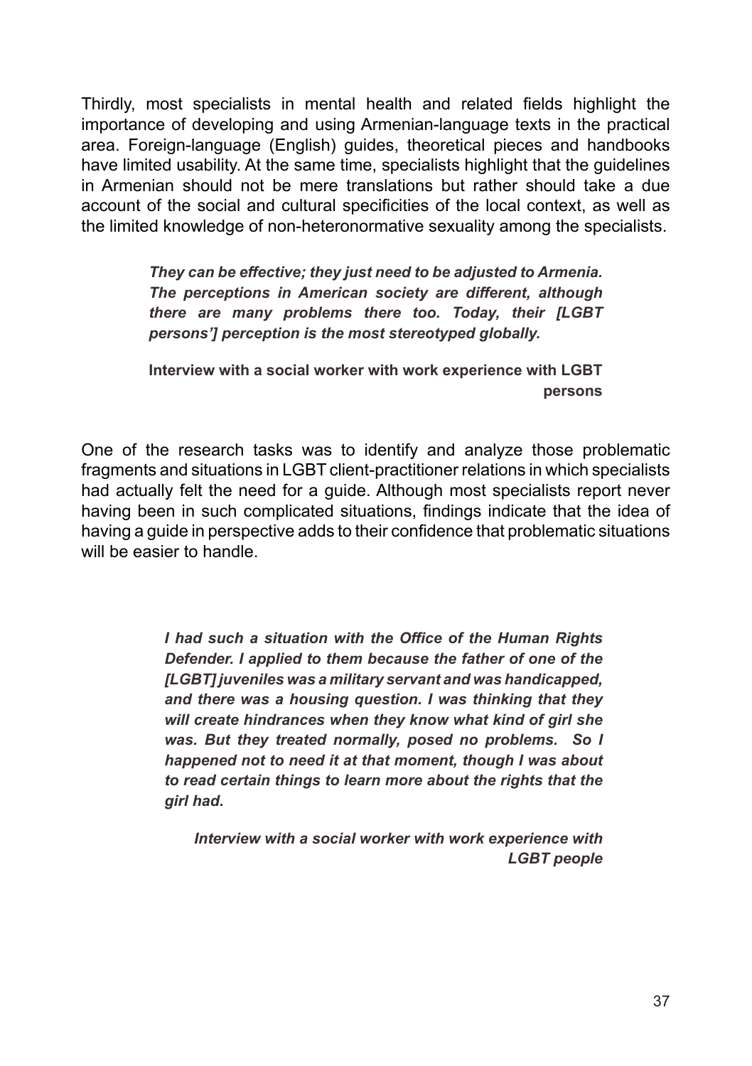Thirdly, most specialists in mental health and related fields highlight the importance of developing and using Armenian-language texts in the practical area. Foreign-language (English) guides, theoretical pieces and handbooks have limited usability. At the same time, specialists highlight that the guidelines in Armenian should not be mere translations but rather should take a due account of the social and cultural specificities of the local context, as well as the limited knowledge of non-heteronormative sexuality among the specialists.

> ***They can be effective; they just need to be adjusted to Armenia. The perceptions in American society are different, although there are many problems there too. Today, their [LGBT persons'] perception is the most stereotyped globally.***
>
> **Interview with a social worker with work experience with LGBT persons**

One of the research tasks was to identify and analyze those problematic fragments and situations in LGBT client-practitioner relations in which specialists had actually felt the need for a guide. Although most specialists report never having been in such complicated situations, findings indicate that the idea of having a guide in perspective adds to their confidence that problematic situations will be easier to handle.

> ***I had such a situation with the Office of the Human Rights Defender. I applied to them because the father of one of the [LGBT] juveniles was a military servant and was handicapped, and there was a housing question. I was thinking that they will create hindrances when they know what kind of girl she was. But they treated normally, posed no problems. So I happened not to need it at that moment, though I was about to read certain things to learn more about the rights that the girl had.***
>
> ***Interview with a social worker with work experience with LGBT people***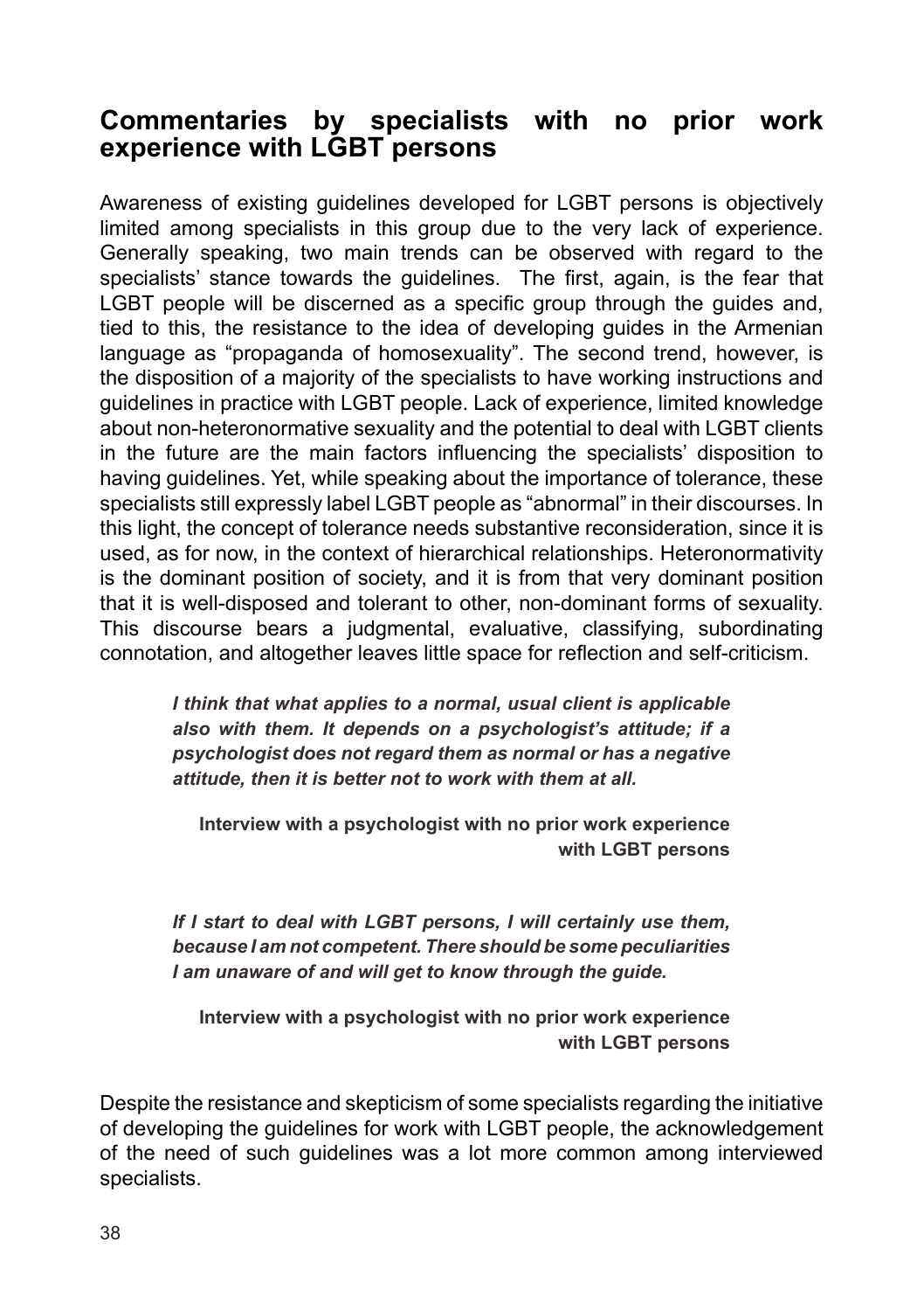## Commentaries by specialists with no prior work experience with LGBT persons

Awareness of existing guidelines developed for LGBT persons is objectively limited among specialists in this group due to the very lack of experience. Generally speaking, two main trends can be observed with regard to the specialists' stance towards the guidelines. The first, again, is the fear that LGBT people will be discerned as a specific group through the guides and, tied to this, the resistance to the idea of developing guides in the Armenian language as "propaganda of homosexuality". The second trend, however, is the disposition of a majority of the specialists to have working instructions and guidelines in practice with LGBT people. Lack of experience, limited knowledge about non-heteronormative sexuality and the potential to deal with LGBT clients in the future are the main factors influencing the specialists' disposition to having guidelines. Yet, while speaking about the importance of tolerance, these specialists still expressly label LGBT people as "abnormal" in their discourses. In this light, the concept of tolerance needs substantive reconsideration, since it is used, as for now, in the context of hierarchical relationships. Heteronormativity is the dominant position of society, and it is from that very dominant position that it is well-disposed and tolerant to other, non-dominant forms of sexuality. This discourse bears a judgmental, evaluative, classifying, subordinating connotation, and altogether leaves little space for reflection and self-criticism.

> ***I think that what applies to a normal, usual client is applicable also with them. It depends on a psychologist's attitude; if a psychologist does not regard them as normal or has a negative attitude, then it is better not to work with them at all.***
>
> **Interview with a psychologist with no prior work experience with LGBT persons**

> ***If I start to deal with LGBT persons, I will certainly use them, because I am not competent. There should be some peculiarities I am unaware of and will get to know through the guide.***
>
> **Interview with a psychologist with no prior work experience with LGBT persons**

Despite the resistance and skepticism of some specialists regarding the initiative of developing the guidelines for work with LGBT people, the acknowledgement of the need of such guidelines was a lot more common among interviewed specialists.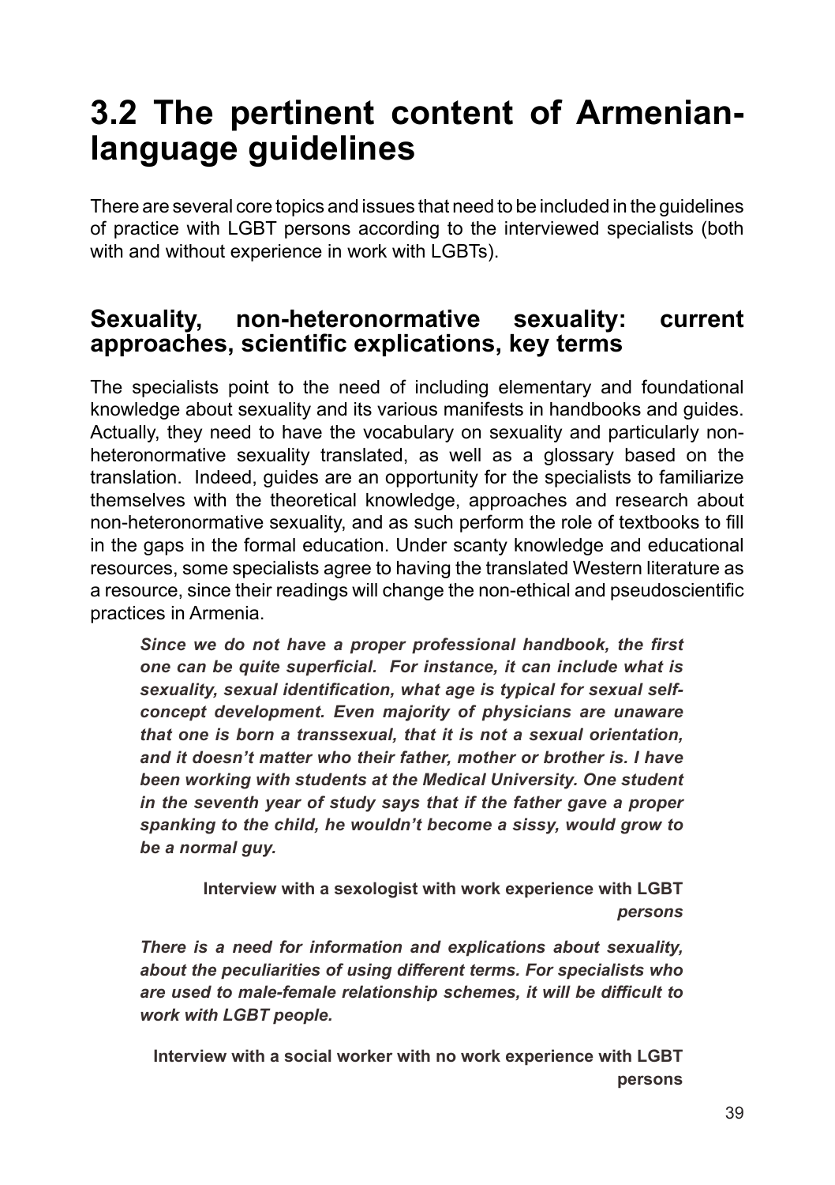# 3.2 The pertinent content of Armenian-language guidelines

There are several core topics and issues that need to be included in the guidelines of practice with LGBT persons according to the interviewed specialists (both with and without experience in work with LGBTs).

## Sexuality, non-heteronormative sexuality: current approaches, scientific explications, key terms

The specialists point to the need of including elementary and foundational knowledge about sexuality and its various manifests in handbooks and guides. Actually, they need to have the vocabulary on sexuality and particularly non-heteronormative sexuality translated, as well as a glossary based on the translation. Indeed, guides are an opportunity for the specialists to familiarize themselves with the theoretical knowledge, approaches and research about non-heteronormative sexuality, and as such perform the role of textbooks to fill in the gaps in the formal education. Under scanty knowledge and educational resources, some specialists agree to having the translated Western literature as a resource, since their readings will change the non-ethical and pseudoscientific practices in Armenia.

> ***Since we do not have a proper professional handbook, the first one can be quite superficial. For instance, it can include what is sexuality, sexual identification, what age is typical for sexual self-concept development. Even majority of physicians are unaware that one is born a transsexual, that it is not a sexual orientation, and it doesn't matter who their father, mother or brother is. I have been working with students at the Medical University. One student in the seventh year of study says that if the father gave a proper spanking to the child, he wouldn't become a sissy, would grow to be a normal guy.***
>
> **Interview with a sexologist with work experience with LGBT *persons***

> ***There is a need for information and explications about sexuality, about the peculiarities of using different terms. For specialists who are used to male-female relationship schemes, it will be difficult to work with LGBT people.***
>
> **Interview with a social worker with no work experience with LGBT persons**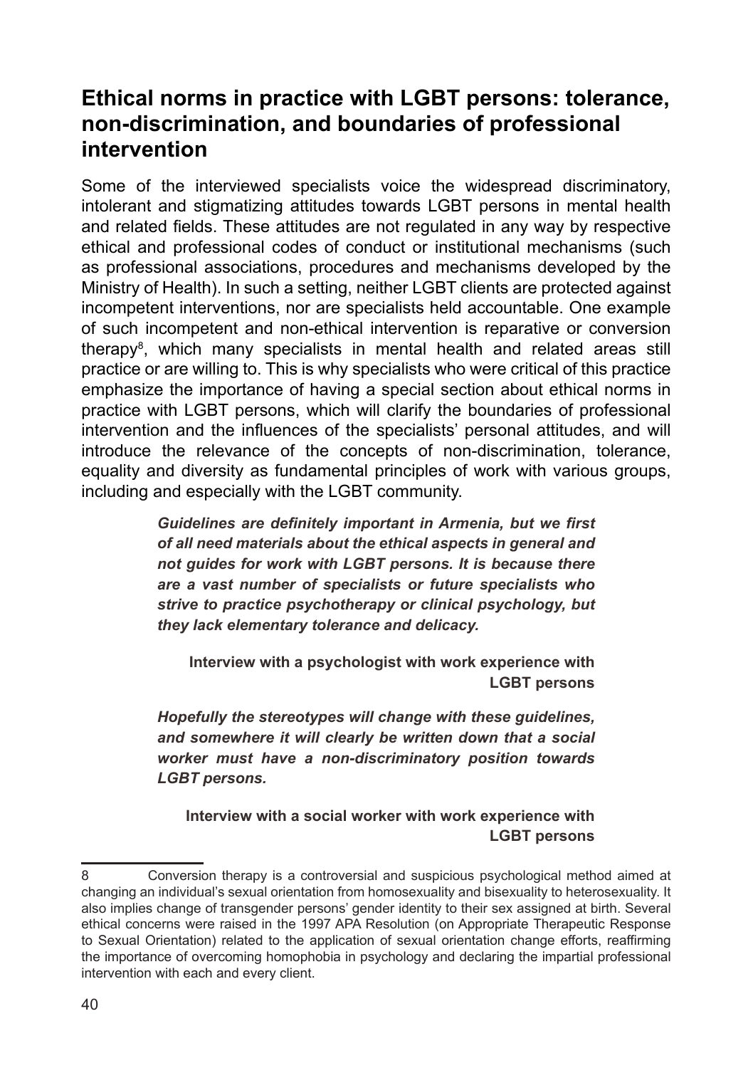## Ethical norms in practice with LGBT persons: tolerance, non-discrimination, and boundaries of professional intervention

Some of the interviewed specialists voice the widespread discriminatory, intolerant and stigmatizing attitudes towards LGBT persons in mental health and related fields. These attitudes are not regulated in any way by respective ethical and professional codes of conduct or institutional mechanisms (such as professional associations, procedures and mechanisms developed by the Ministry of Health). In such a setting, neither LGBT clients are protected against incompetent interventions, nor are specialists held accountable. One example of such incompetent and non-ethical intervention is reparative or conversion therapy[8], which many specialists in mental health and related areas still practice or are willing to. This is why specialists who were critical of this practice emphasize the importance of having a special section about ethical norms in practice with LGBT persons, which will clarify the boundaries of professional intervention and the influences of the specialists' personal attitudes, and will introduce the relevance of the concepts of non-discrimination, tolerance, equality and diversity as fundamental principles of work with various groups, including and especially with the LGBT community.

> ***Guidelines are definitely important in Armenia, but we first of all need materials about the ethical aspects in general and not guides for work with LGBT persons. It is because there are a vast number of specialists or future specialists who strive to practice psychotherapy or clinical psychology, but they lack elementary tolerance and delicacy.***
>
> **Interview with a psychologist with work experience with LGBT persons**

> ***Hopefully the stereotypes will change with these guidelines, and somewhere it will clearly be written down that a social worker must have a non-discriminatory position towards LGBT persons.***
>
> **Interview with a social worker with work experience with LGBT persons**

---

8 Conversion therapy is a controversial and suspicious psychological method aimed at changing an individual's sexual orientation from homosexuality and bisexuality to heterosexuality. It also implies change of transgender persons' gender identity to their sex assigned at birth. Several ethical concerns were raised in the 1997 APA Resolution (on Appropriate Therapeutic Response to Sexual Orientation) related to the application of sexual orientation change efforts, reaffirming the importance of overcoming homophobia in psychology and declaring the impartial professional intervention with each and every client.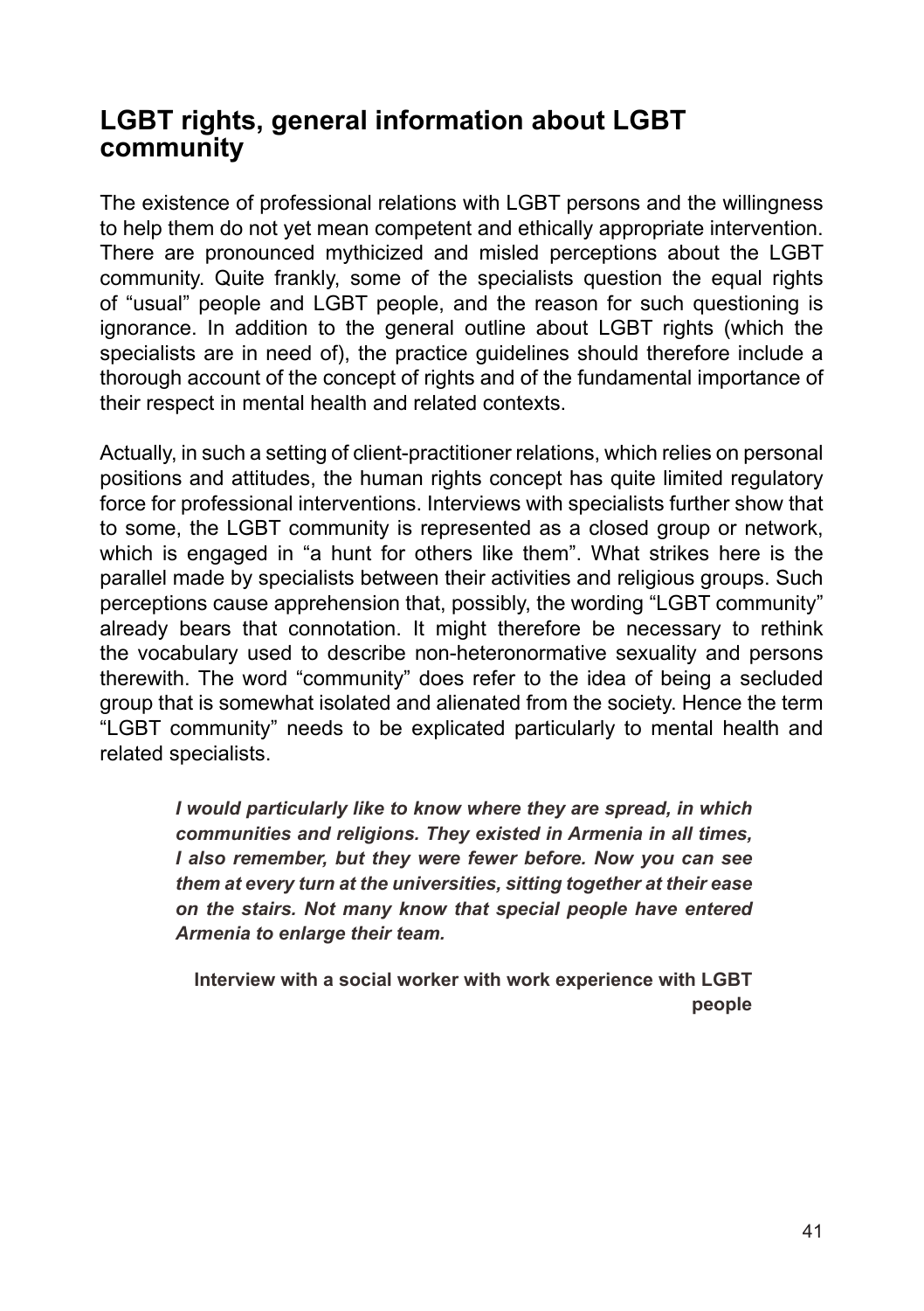## LGBT rights, general information about LGBT community

The existence of professional relations with LGBT persons and the willingness to help them do not yet mean competent and ethically appropriate intervention. There are pronounced mythicized and misled perceptions about the LGBT community. Quite frankly, some of the specialists question the equal rights of "usual" people and LGBT people, and the reason for such questioning is ignorance. In addition to the general outline about LGBT rights (which the specialists are in need of), the practice guidelines should therefore include a thorough account of the concept of rights and of the fundamental importance of their respect in mental health and related contexts.

Actually, in such a setting of client-practitioner relations, which relies on personal positions and attitudes, the human rights concept has quite limited regulatory force for professional interventions. Interviews with specialists further show that to some, the LGBT community is represented as a closed group or network, which is engaged in "a hunt for others like them". What strikes here is the parallel made by specialists between their activities and religious groups. Such perceptions cause apprehension that, possibly, the wording "LGBT community" already bears that connotation. It might therefore be necessary to rethink the vocabulary used to describe non-heteronormative sexuality and persons therewith. The word "community" does refer to the idea of being a secluded group that is somewhat isolated and alienated from the society. Hence the term "LGBT community" needs to be explicated particularly to mental health and related specialists.

> ***I would particularly like to know where they are spread, in which communities and religions. They existed in Armenia in all times, I also remember, but they were fewer before. Now you can see them at every turn at the universities, sitting together at their ease on the stairs. Not many know that special people have entered Armenia to enlarge their team.***
>
> **Interview with a social worker with work experience with LGBT people**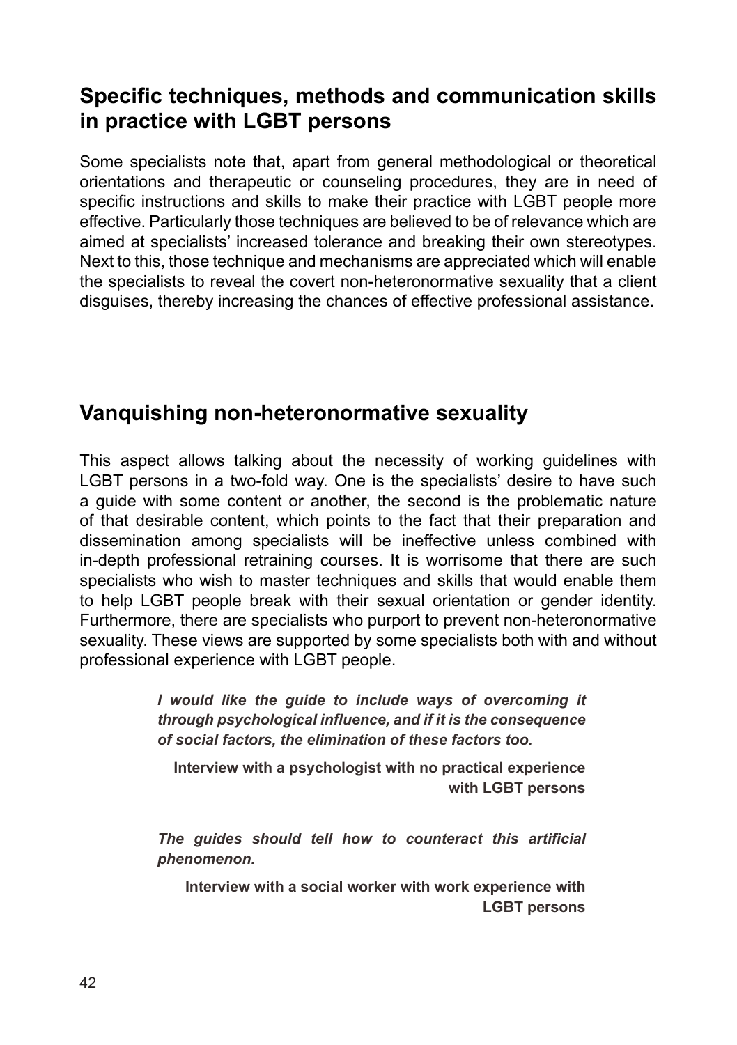## Specific techniques, methods and communication skills in practice with LGBT persons

Some specialists note that, apart from general methodological or theoretical orientations and therapeutic or counseling procedures, they are in need of specific instructions and skills to make their practice with LGBT people more effective. Particularly those techniques are believed to be of relevance which are aimed at specialists' increased tolerance and breaking their own stereotypes. Next to this, those technique and mechanisms are appreciated which will enable the specialists to reveal the covert non-heteronormative sexuality that a client disguises, thereby increasing the chances of effective professional assistance.

## Vanquishing non-heteronormative sexuality

This aspect allows talking about the necessity of working guidelines with LGBT persons in a two-fold way. One is the specialists' desire to have such a guide with some content or another, the second is the problematic nature of that desirable content, which points to the fact that their preparation and dissemination among specialists will be ineffective unless combined with in-depth professional retraining courses. It is worrisome that there are such specialists who wish to master techniques and skills that would enable them to help LGBT people break with their sexual orientation or gender identity. Furthermore, there are specialists who purport to prevent non-heteronormative sexuality. These views are supported by some specialists both with and without professional experience with LGBT people.

> ***I would like the guide to include ways of overcoming it through psychological influence, and if it is the consequence of social factors, the elimination of these factors too.***
>
> **Interview with a psychologist with no practical experience with LGBT persons**

> ***The guides should tell how to counteract this artificial phenomenon.***
>
> **Interview with a social worker with work experience with LGBT persons**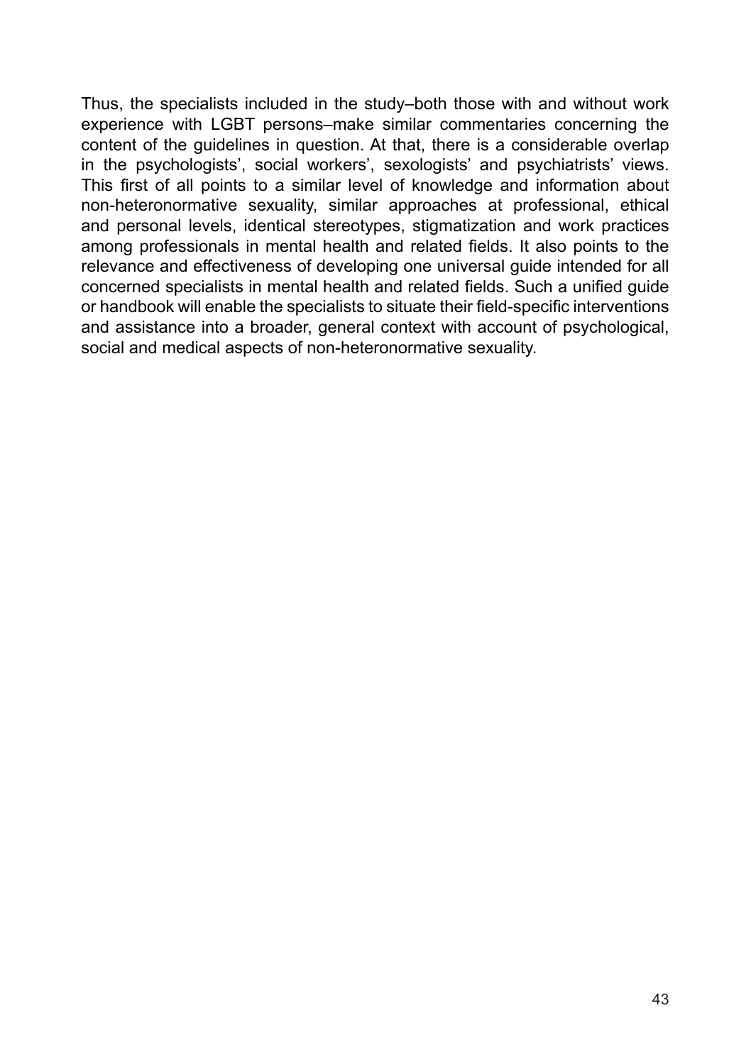Thus, the specialists included in the study–both those with and without work experience with LGBT persons–make similar commentaries concerning the content of the guidelines in question. At that, there is a considerable overlap in the psychologists', social workers', sexologists' and psychiatrists' views. This first of all points to a similar level of knowledge and information about non-heteronormative sexuality, similar approaches at professional, ethical and personal levels, identical stereotypes, stigmatization and work practices among professionals in mental health and related fields. It also points to the relevance and effectiveness of developing one universal guide intended for all concerned specialists in mental health and related fields. Such a unified guide or handbook will enable the specialists to situate their field-specific interventions and assistance into a broader, general context with account of psychological, social and medical aspects of non-heteronormative sexuality.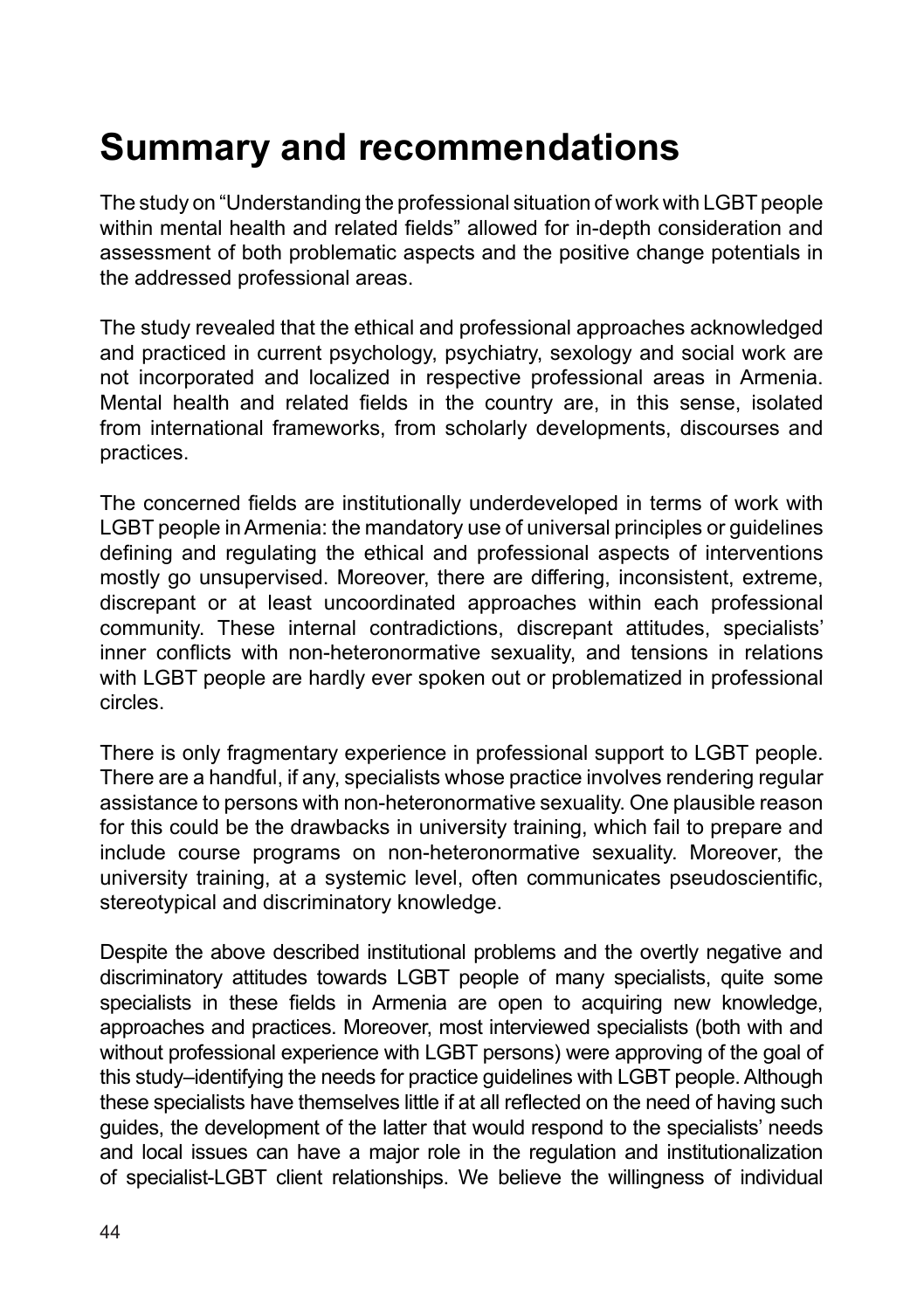# Summary and recommendations

The study on "Understanding the professional situation of work with LGBT people within mental health and related fields" allowed for in-depth consideration and assessment of both problematic aspects and the positive change potentials in the addressed professional areas.

The study revealed that the ethical and professional approaches acknowledged and practiced in current psychology, psychiatry, sexology and social work are not incorporated and localized in respective professional areas in Armenia. Mental health and related fields in the country are, in this sense, isolated from international frameworks, from scholarly developments, discourses and practices.

The concerned fields are institutionally underdeveloped in terms of work with LGBT people in Armenia: the mandatory use of universal principles or guidelines defining and regulating the ethical and professional aspects of interventions mostly go unsupervised. Moreover, there are differing, inconsistent, extreme, discrepant or at least uncoordinated approaches within each professional community. These internal contradictions, discrepant attitudes, specialists' inner conflicts with non-heteronormative sexuality, and tensions in relations with LGBT people are hardly ever spoken out or problematized in professional circles.

There is only fragmentary experience in professional support to LGBT people. There are a handful, if any, specialists whose practice involves rendering regular assistance to persons with non-heteronormative sexuality. One plausible reason for this could be the drawbacks in university training, which fail to prepare and include course programs on non-heteronormative sexuality. Moreover, the university training, at a systemic level, often communicates pseudoscientific, stereotypical and discriminatory knowledge.

Despite the above described institutional problems and the overtly negative and discriminatory attitudes towards LGBT people of many specialists, quite some specialists in these fields in Armenia are open to acquiring new knowledge, approaches and practices. Moreover, most interviewed specialists (both with and without professional experience with LGBT persons) were approving of the goal of this study–identifying the needs for practice guidelines with LGBT people. Although these specialists have themselves little if at all reflected on the need of having such guides, the development of the latter that would respond to the specialists' needs and local issues can have a major role in the regulation and institutionalization of specialist-LGBT client relationships. We believe the willingness of individual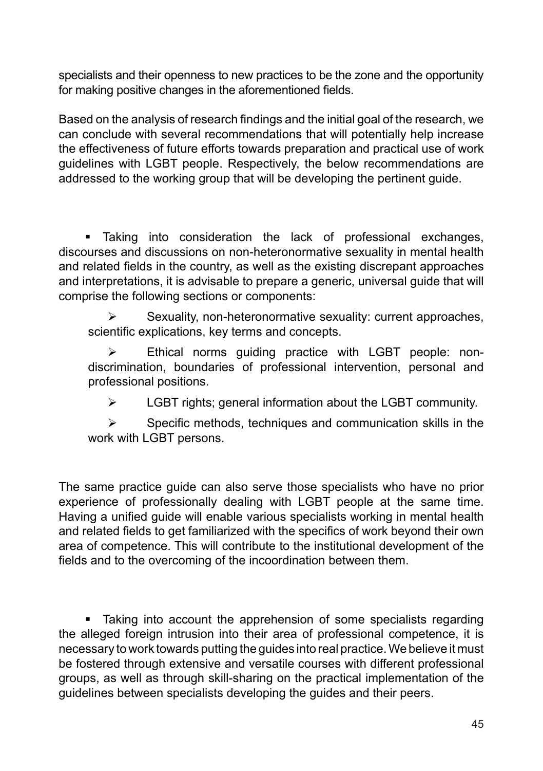specialists and their openness to new practices to be the zone and the opportunity for making positive changes in the aforementioned fields.

Based on the analysis of research findings and the initial goal of the research, we can conclude with several recommendations that will potentially help increase the effectiveness of future efforts towards preparation and practical use of work guidelines with LGBT people. Respectively, the below recommendations are addressed to the working group that will be developing the pertinent guide.

- Taking into consideration the lack of professional exchanges, discourses and discussions on non-heteronormative sexuality in mental health and related fields in the country, as well as the existing discrepant approaches and interpretations, it is advisable to prepare a generic, universal guide that will comprise the following sections or components:
  - Sexuality, non-heteronormative sexuality: current approaches, scientific explications, key terms and concepts.
  - Ethical norms guiding practice with LGBT people: non-discrimination, boundaries of professional intervention, personal and professional positions.
  - LGBT rights; general information about the LGBT community.
  - Specific methods, techniques and communication skills in the work with LGBT persons.

The same practice guide can also serve those specialists who have no prior experience of professionally dealing with LGBT people at the same time. Having a unified guide will enable various specialists working in mental health and related fields to get familiarized with the specifics of work beyond their own area of competence. This will contribute to the institutional development of the fields and to the overcoming of the incoordination between them.

- Taking into account the apprehension of some specialists regarding the alleged foreign intrusion into their area of professional competence, it is necessary to work towards putting the guides into real practice. We believe it must be fostered through extensive and versatile courses with different professional groups, as well as through skill-sharing on the practical implementation of the guidelines between specialists developing the guides and their peers.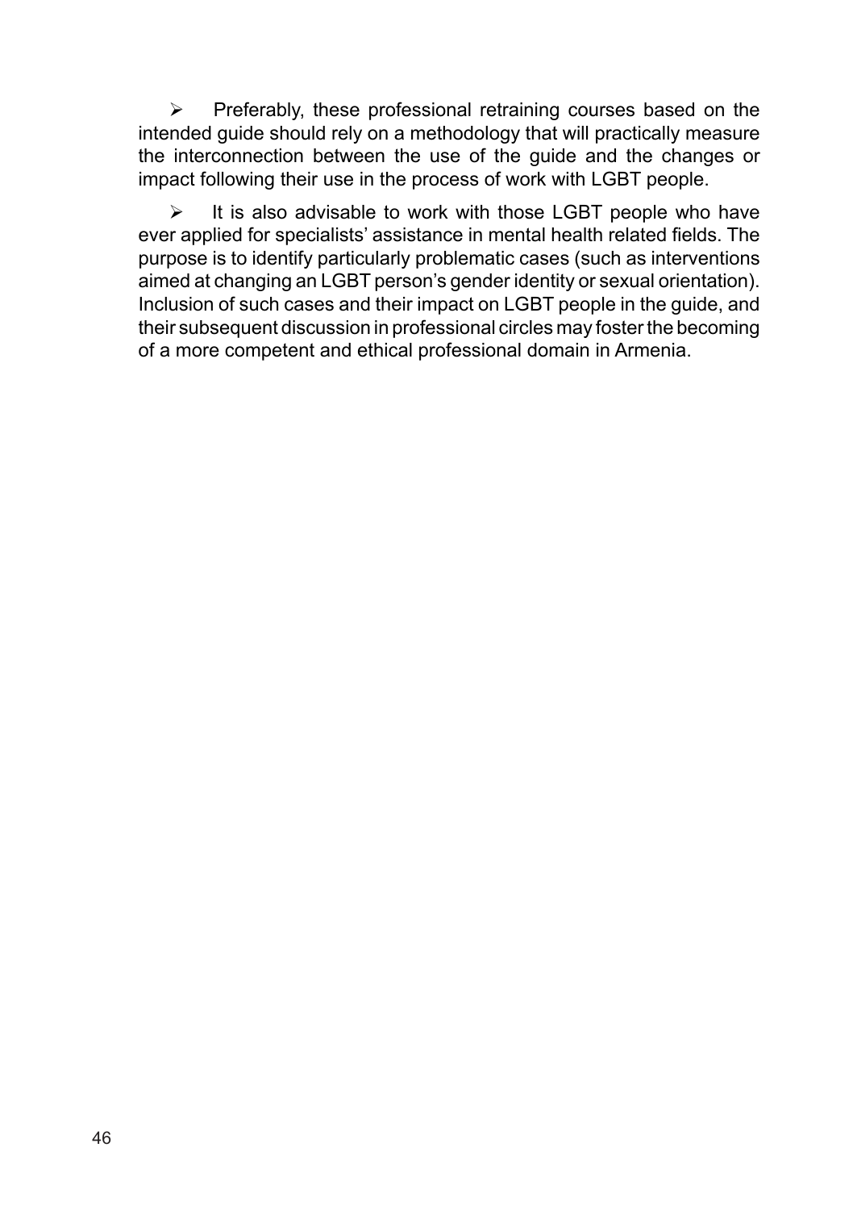- Preferably, these professional retraining courses based on the intended guide should rely on a methodology that will practically measure the interconnection between the use of the guide and the changes or impact following their use in the process of work with LGBT people.

- It is also advisable to work with those LGBT people who have ever applied for specialists' assistance in mental health related fields. The purpose is to identify particularly problematic cases (such as interventions aimed at changing an LGBT person's gender identity or sexual orientation). Inclusion of such cases and their impact on LGBT people in the guide, and their subsequent discussion in professional circles may foster the becoming of a more competent and ethical professional domain in Armenia.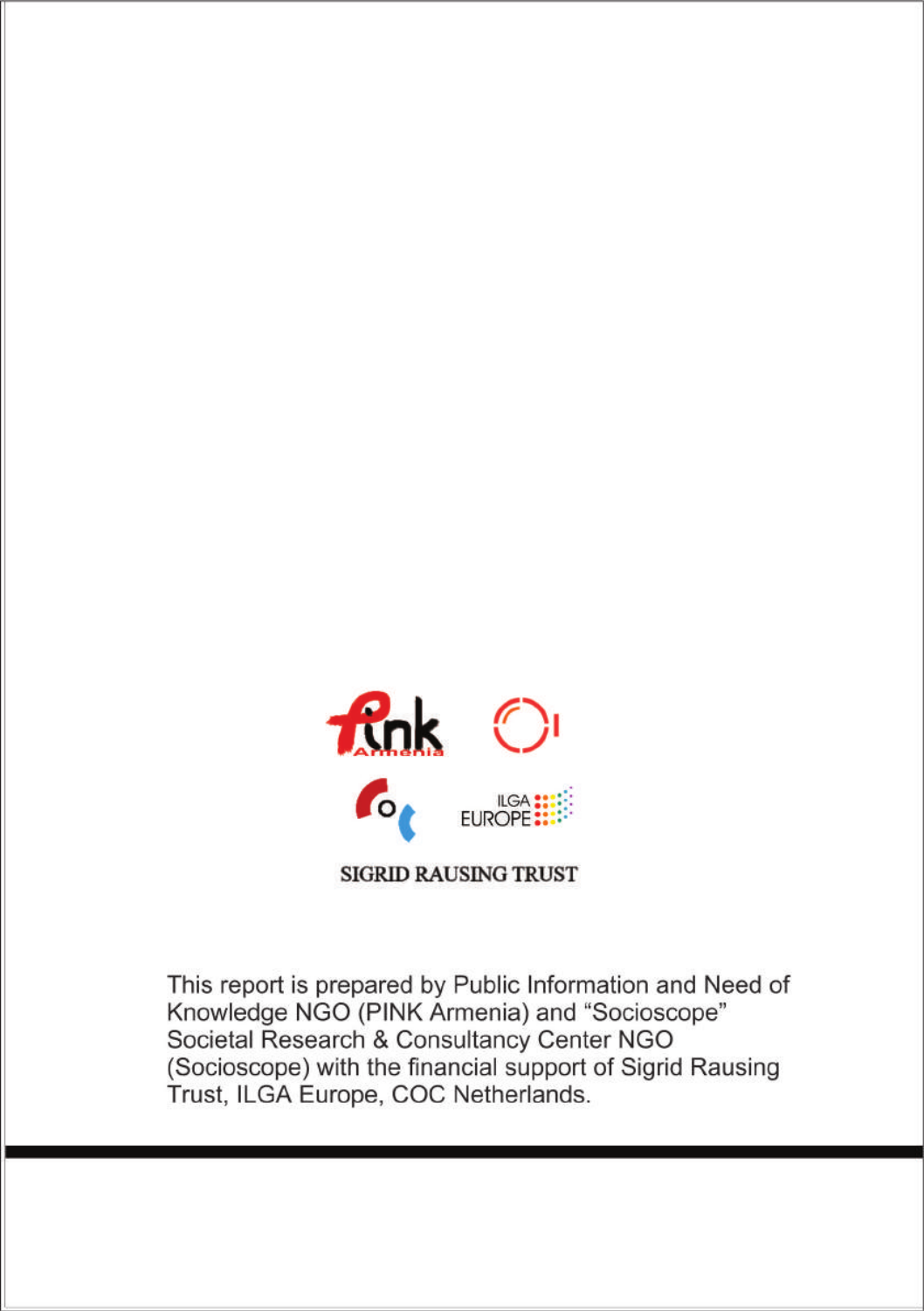SIGRID RAUSING TRUST

This report is prepared by Public Information and Need of Knowledge NGO (PINK Armenia) and "Socioscope" Societal Research & Consultancy Center NGO (Socioscope) with the financial support of Sigrid Rausing Trust, ILGA Europe, COC Netherlands.